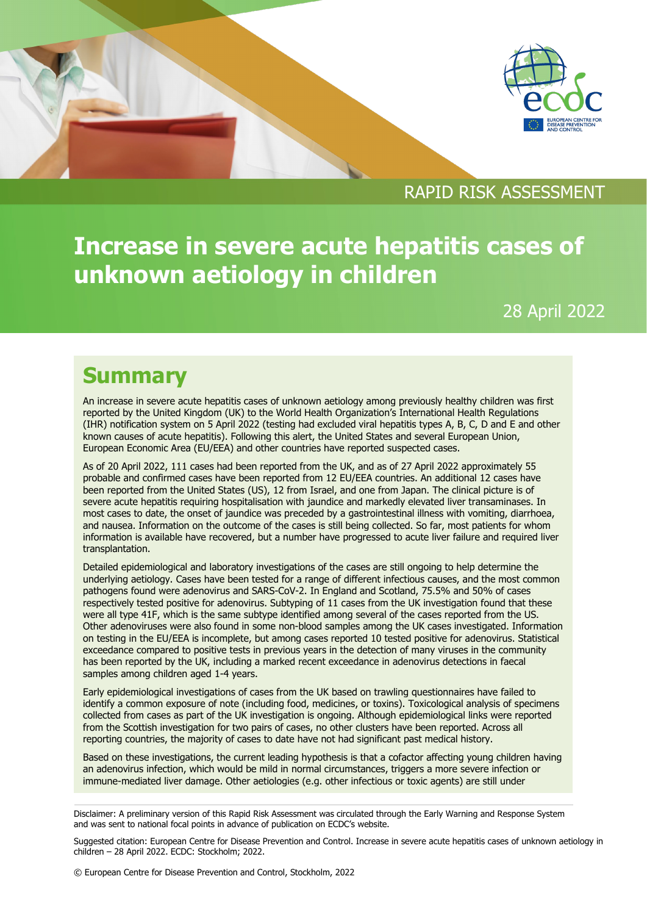RAPID RISK ASSESSMENT

# Increase in severe acute hepatitis cases of unknown aetiology in children

28 April 2022

## Summary

An increase in severe acute hepatitis cases of unknown aetiology among previously healthy children was first reported by the United Kingdom (UK) to the World Health Organization's International Health Regulations (IHR) notification system on 5 April 2022 (testing had excluded viral hepatitis types A, B, C, D and E and other known causes of acute hepatitis). Following this alert, the United States and several European Union, European Economic Area (EU/EEA) and other countries have reported suspected cases.

As of 20 April 2022, 111 cases had been reported from the UK, and as of 27 April 2022 approximately 55 probable and confirmed cases have been reported from 12 EU/EEA countries. An additional 12 cases have been reported from the United States (US), 12 from Israel, and one from Japan. The clinical picture is of severe acute hepatitis requiring hospitalisation with jaundice and markedly elevated liver transaminases. In most cases to date, the onset of jaundice was preceded by a gastrointestinal illness with vomiting, diarrhoea, and nausea. Information on the outcome of the cases is still being collected. So far, most patients for whom information is available have recovered, but a number have progressed to acute liver failure and required liver transplantation.

Detailed epidemiological and laboratory investigations of the cases are still ongoing to help determine the underlying aetiology. Cases have been tested for a range of different infectious causes, and the most common pathogens found were adenovirus and SARS-CoV-2. In England and Scotland, 75.5% and 50% of cases respectively tested positive for adenovirus. Subtyping of 11 cases from the UK investigation found that these were all type 41F, which is the same subtype identified among several of the cases reported from the US. Other adenoviruses were also found in some non-blood samples among the UK cases investigated. Information on testing in the EU/EEA is incomplete, but among cases reported 10 tested positive for adenovirus. Statistical exceedance compared to positive tests in previous years in the detection of many viruses in the community has been reported by the UK, including a marked recent exceedance in adenovirus detections in faecal samples among children aged 1-4 years.

Early epidemiological investigations of cases from the UK based on trawling questionnaires have failed to identify a common exposure of note (including food, medicines, or toxins). Toxicological analysis of specimens collected from cases as part of the UK investigation is ongoing. Although epidemiological links were reported from the Scottish investigation for two pairs of cases, no other clusters have been reported. Across all reporting countries, the majority of cases to date have not had significant past medical history.

Based on these investigations, the current leading hypothesis is that a cofactor affecting young children having an adenovirus infection, which would be mild in normal circumstances, triggers a more severe infection or immune-mediated liver damage. Other aetiologies (e.g. other infectious or toxic agents) are still under

Disclaimer: A preliminary version of this Rapid Risk Assessment was circulated through the Early Warning and Response System and was sent to national focal points in advance of publication on ECDC's website.

Suggested citation: European Centre for Disease Prevention and Control. Increase in severe acute hepatitis cases of unknown aetiology in children – 28 April 2022. ECDC: Stockholm; 2022.

© European Centre for Disease Prevention and Control, Stockholm, 2022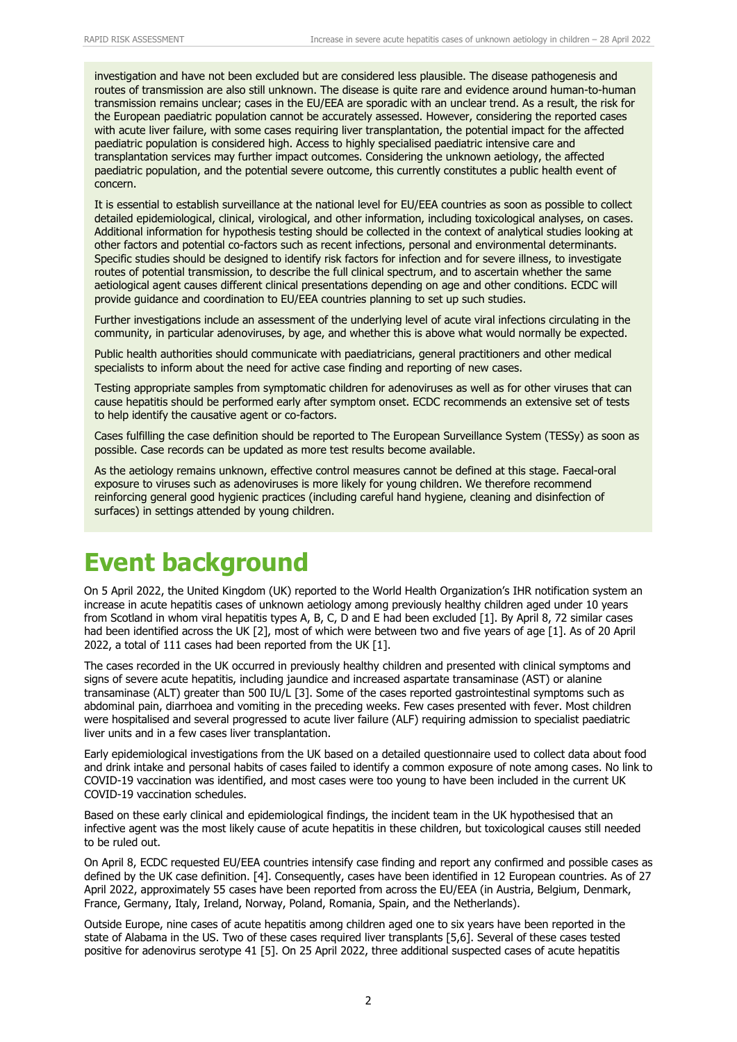investigation and have not been excluded but are considered less plausible. The disease pathogenesis and routes of transmission are also still unknown. The disease is quite rare and evidence around human-to-human transmission remains unclear; cases in the EU/EEA are sporadic with an unclear trend. As a result, the risk for the European paediatric population cannot be accurately assessed. However, considering the reported cases with acute liver failure, with some cases requiring liver transplantation, the potential impact for the affected paediatric population is considered high. Access to highly specialised paediatric intensive care and transplantation services may further impact outcomes. Considering the unknown aetiology, the affected paediatric population, and the potential severe outcome, this currently constitutes a public health event of concern.

It is essential to establish surveillance at the national level for EU/EEA countries as soon as possible to collect detailed epidemiological, clinical, virological, and other information, including toxicological analyses, on cases. Additional information for hypothesis testing should be collected in the context of analytical studies looking at other factors and potential co-factors such as recent infections, personal and environmental determinants. Specific studies should be designed to identify risk factors for infection and for severe illness, to investigate routes of potential transmission, to describe the full clinical spectrum, and to ascertain whether the same aetiological agent causes different clinical presentations depending on age and other conditions. ECDC will provide guidance and coordination to EU/EEA countries planning to set up such studies.

Further investigations include an assessment of the underlying level of acute viral infections circulating in the community, in particular adenoviruses, by age, and whether this is above what would normally be expected.

Public health authorities should communicate with paediatricians, general practitioners and other medical specialists to inform about the need for active case finding and reporting of new cases.

Testing appropriate samples from symptomatic children for adenoviruses as well as for other viruses that can cause hepatitis should be performed early after symptom onset. ECDC recommends an extensive set of tests to help identify the causative agent or co-factors.

Cases fulfilling the case definition should be reported to The European Surveillance System (TESSy) as soon as possible. Case records can be updated as more test results become available.

As the aetiology remains unknown, effective control measures cannot be defined at this stage. Faecal-oral exposure to viruses such as adenoviruses is more likely for young children. We therefore recommend reinforcing general good hygienic practices (including careful hand hygiene, cleaning and disinfection of surfaces) in settings attended by young children.

# Event background

On 5 April 2022, the United Kingdom (UK) reported to the World Health Organization's IHR notification system an increase in acute hepatitis cases of unknown aetiology among previously healthy children aged under 10 years from Scotland in whom viral hepatitis types A, B, C, D and E had been excluded [1]. By April 8, 72 similar cases had been identified across the UK [2], most of which were between two and five years of age [1]. As of 20 April 2022, a total of 111 cases had been reported from the UK [1].

The cases recorded in the UK occurred in previously healthy children and presented with clinical symptoms and signs of severe acute hepatitis, including jaundice and increased aspartate transaminase (AST) or alanine transaminase (ALT) greater than 500 IU/L [3]. Some of the cases reported gastrointestinal symptoms such as abdominal pain, diarrhoea and vomiting in the preceding weeks. Few cases presented with fever. Most children were hospitalised and several progressed to acute liver failure (ALF) requiring admission to specialist paediatric liver units and in a few cases liver transplantation.

Early epidemiological investigations from the UK based on a detailed questionnaire used to collect data about food and drink intake and personal habits of cases failed to identify a common exposure of note among cases. No link to COVID-19 vaccination was identified, and most cases were too young to have been included in the current UK COVID-19 vaccination schedules.

Based on these early clinical and epidemiological findings, the incident team in the UK hypothesised that an infective agent was the most likely cause of acute hepatitis in these children, but toxicological causes still needed to be ruled out.

On April 8, ECDC requested EU/EEA countries intensify case finding and report any confirmed and possible cases as defined by the UK case definition. [4]. Consequently, cases have been identified in 12 European countries. As of 27 April 2022, approximately 55 cases have been reported from across the EU/EEA (in Austria, Belgium, Denmark, France, Germany, Italy, Ireland, Norway, Poland, Romania, Spain, and the Netherlands).

Outside Europe, nine cases of acute hepatitis among children aged one to six years have been reported in the state of Alabama in the US. Two of these cases required liver transplants [5,6]. Several of these cases tested positive for adenovirus serotype 41 [5]. On 25 April 2022, three additional suspected cases of acute hepatitis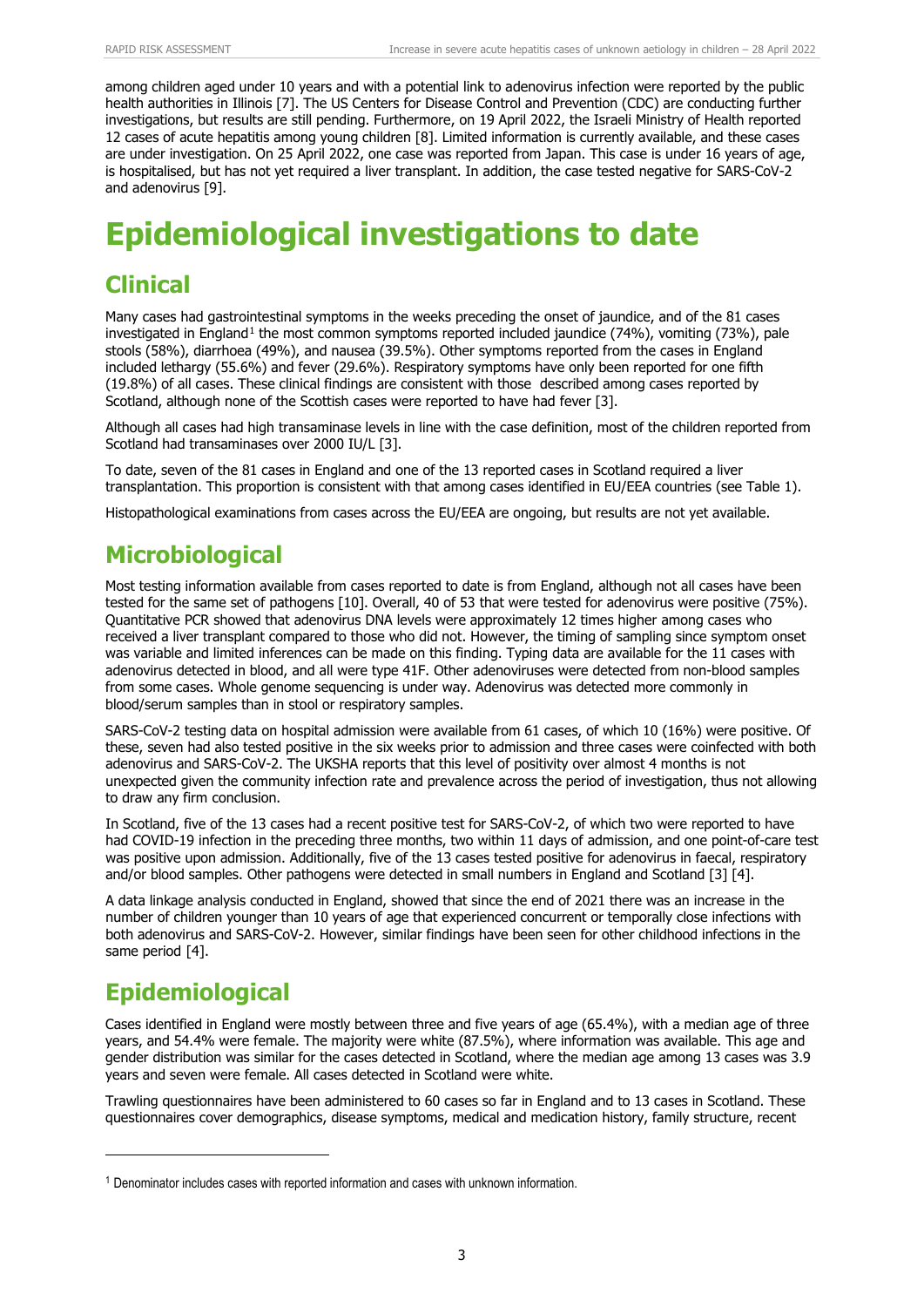among children aged under 10 years and with a potential link to adenovirus infection were reported by the public health authorities in Illinois [7]. The US Centers for Disease Control and Prevention (CDC) are conducting further investigations, but results are still pending. Furthermore, on 19 April 2022, the Israeli Ministry of Health reported 12 cases of acute hepatitis among young children [8]. Limited information is currently available, and these cases are under investigation. On 25 April 2022, one case was reported from Japan. This case is under 16 years of age, is hospitalised, but has not yet required a liver transplant. In addition, the case tested negative for SARS-CoV-2 and adenovirus [9].

# Epidemiological investigations to date

## Clinical

Many cases had gastrointestinal symptoms in the weeks preceding the onset of jaundice, and of the 81 cases investigated in England[1] the most common symptoms reported included jaundice (74%), vomiting (73%), pale stools (58%), diarrhoea (49%), and nausea (39.5%). Other symptoms reported from the cases in England included lethargy (55.6%) and fever (29.6%). Respiratory symptoms have only been reported for one fifth (19.8%) of all cases. These clinical findings are consistent with those described among cases reported by Scotland, although none of the Scottish cases were reported to have had fever [3].

Although all cases had high transaminase levels in line with the case definition, most of the children reported from Scotland had transaminases over 2000 IU/L [3].

To date, seven of the 81 cases in England and one of the 13 reported cases in Scotland required a liver transplantation. This proportion is consistent with that among cases identified in EU/EEA countries (see Table 1).

Histopathological examinations from cases across the EU/EEA are ongoing, but results are not yet available.

## Microbiological

Most testing information available from cases reported to date is from England, although not all cases have been tested for the same set of pathogens [10]. Overall, 40 of 53 that were tested for adenovirus were positive (75%). Quantitative PCR showed that adenovirus DNA levels were approximately 12 times higher among cases who received a liver transplant compared to those who did not. However, the timing of sampling since symptom onset was variable and limited inferences can be made on this finding. Typing data are available for the 11 cases with adenovirus detected in blood, and all were type 41F. Other adenoviruses were detected from non-blood samples from some cases. Whole genome sequencing is under way. Adenovirus was detected more commonly in blood/serum samples than in stool or respiratory samples.

SARS-CoV-2 testing data on hospital admission were available from 61 cases, of which 10 (16%) were positive. Of these, seven had also tested positive in the six weeks prior to admission and three cases were coinfected with both adenovirus and SARS-CoV-2. The UKSHA reports that this level of positivity over almost 4 months is not unexpected given the community infection rate and prevalence across the period of investigation, thus not allowing to draw any firm conclusion.

In Scotland, five of the 13 cases had a recent positive test for SARS-CoV-2, of which two were reported to have had COVID-19 infection in the preceding three months, two within 11 days of admission, and one point-of-care test was positive upon admission. Additionally, five of the 13 cases tested positive for adenovirus in faecal, respiratory and/or blood samples. Other pathogens were detected in small numbers in England and Scotland [3] [4].

A data linkage analysis conducted in England, showed that since the end of 2021 there was an increase in the number of children younger than 10 years of age that experienced concurrent or temporally close infections with both adenovirus and SARS-CoV-2. However, similar findings have been seen for other childhood infections in the same period [4].

## Epidemiological

Cases identified in England were mostly between three and five years of age (65.4%), with a median age of three years, and 54.4% were female. The majority were white (87.5%), where information was available. This age and gender distribution was similar for the cases detected in Scotland, where the median age among 13 cases was 3.9 years and seven were female. All cases detected in Scotland were white.

Trawling questionnaires have been administered to 60 cases so far in England and to 13 cases in Scotland. These questionnaires cover demographics, disease symptoms, medical and medication history, family structure, recent

[1] Denominator includes cases with reported information and cases with unknown information.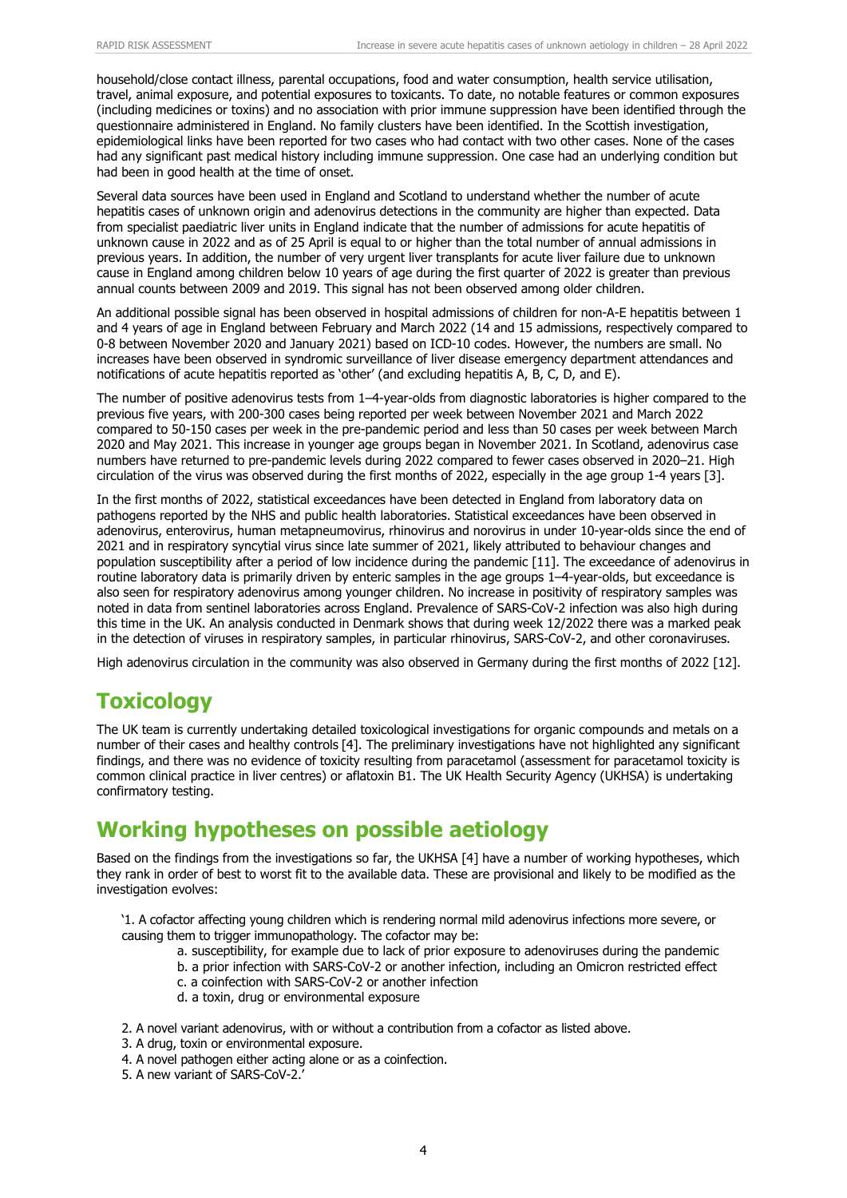household/close contact illness, parental occupations, food and water consumption, health service utilisation, travel, animal exposure, and potential exposures to toxicants. To date, no notable features or common exposures (including medicines or toxins) and no association with prior immune suppression have been identified through the questionnaire administered in England. No family clusters have been identified. In the Scottish investigation, epidemiological links have been reported for two cases who had contact with two other cases. None of the cases had any significant past medical history including immune suppression. One case had an underlying condition but had been in good health at the time of onset.

Several data sources have been used in England and Scotland to understand whether the number of acute hepatitis cases of unknown origin and adenovirus detections in the community are higher than expected. Data from specialist paediatric liver units in England indicate that the number of admissions for acute hepatitis of unknown cause in 2022 and as of 25 April is equal to or higher than the total number of annual admissions in previous years. In addition, the number of very urgent liver transplants for acute liver failure due to unknown cause in England among children below 10 years of age during the first quarter of 2022 is greater than previous annual counts between 2009 and 2019. This signal has not been observed among older children.

An additional possible signal has been observed in hospital admissions of children for non-A-E hepatitis between 1 and 4 years of age in England between February and March 2022 (14 and 15 admissions, respectively compared to 0-8 between November 2020 and January 2021) based on ICD-10 codes. However, the numbers are small. No increases have been observed in syndromic surveillance of liver disease emergency department attendances and notifications of acute hepatitis reported as 'other' (and excluding hepatitis A, B, C, D, and E).

The number of positive adenovirus tests from 1–4-year-olds from diagnostic laboratories is higher compared to the previous five years, with 200-300 cases being reported per week between November 2021 and March 2022 compared to 50-150 cases per week in the pre-pandemic period and less than 50 cases per week between March 2020 and May 2021. This increase in younger age groups began in November 2021. In Scotland, adenovirus case numbers have returned to pre-pandemic levels during 2022 compared to fewer cases observed in 2020–21. High circulation of the virus was observed during the first months of 2022, especially in the age group 1-4 years [3].

In the first months of 2022, statistical exceedances have been detected in England from laboratory data on pathogens reported by the NHS and public health laboratories. Statistical exceedances have been observed in adenovirus, enterovirus, human metapneumovirus, rhinovirus and norovirus in under 10-year-olds since the end of 2021 and in respiratory syncytial virus since late summer of 2021, likely attributed to behaviour changes and population susceptibility after a period of low incidence during the pandemic [11]. The exceedance of adenovirus in routine laboratory data is primarily driven by enteric samples in the age groups 1–4-year-olds, but exceedance is also seen for respiratory adenovirus among younger children. No increase in positivity of respiratory samples was noted in data from sentinel laboratories across England. Prevalence of SARS-CoV-2 infection was also high during this time in the UK. An analysis conducted in Denmark shows that during week 12/2022 there was a marked peak in the detection of viruses in respiratory samples, in particular rhinovirus, SARS-CoV-2, and other coronaviruses.

High adenovirus circulation in the community was also observed in Germany during the first months of 2022 [12].

# Toxicology

The UK team is currently undertaking detailed toxicological investigations for organic compounds and metals on a number of their cases and healthy controls [4]. The preliminary investigations have not highlighted any significant findings, and there was no evidence of toxicity resulting from paracetamol (assessment for paracetamol toxicity is common clinical practice in liver centres) or aflatoxin B1. The UK Health Security Agency (UKHSA) is undertaking confirmatory testing.

# Working hypotheses on possible aetiology

Based on the findings from the investigations so far, the UKHSA [4] have a number of working hypotheses, which they rank in order of best to worst fit to the available data. These are provisional and likely to be modified as the investigation evolves:

'1. A cofactor affecting young children which is rendering normal mild adenovirus infections more severe, or causing them to trigger immunopathology. The cofactor may be:

   a. susceptibility, for example due to lack of prior exposure to adenoviruses during the pandemic
   b. a prior infection with SARS-CoV-2 or another infection, including an Omicron restricted effect
   c. a coinfection with SARS-CoV-2 or another infection
   d. a toxin, drug or environmental exposure

2. A novel variant adenovirus, with or without a contribution from a cofactor as listed above.
3. A drug, toxin or environmental exposure.
4. A novel pathogen either acting alone or as a coinfection.
5. A new variant of SARS-CoV-2.'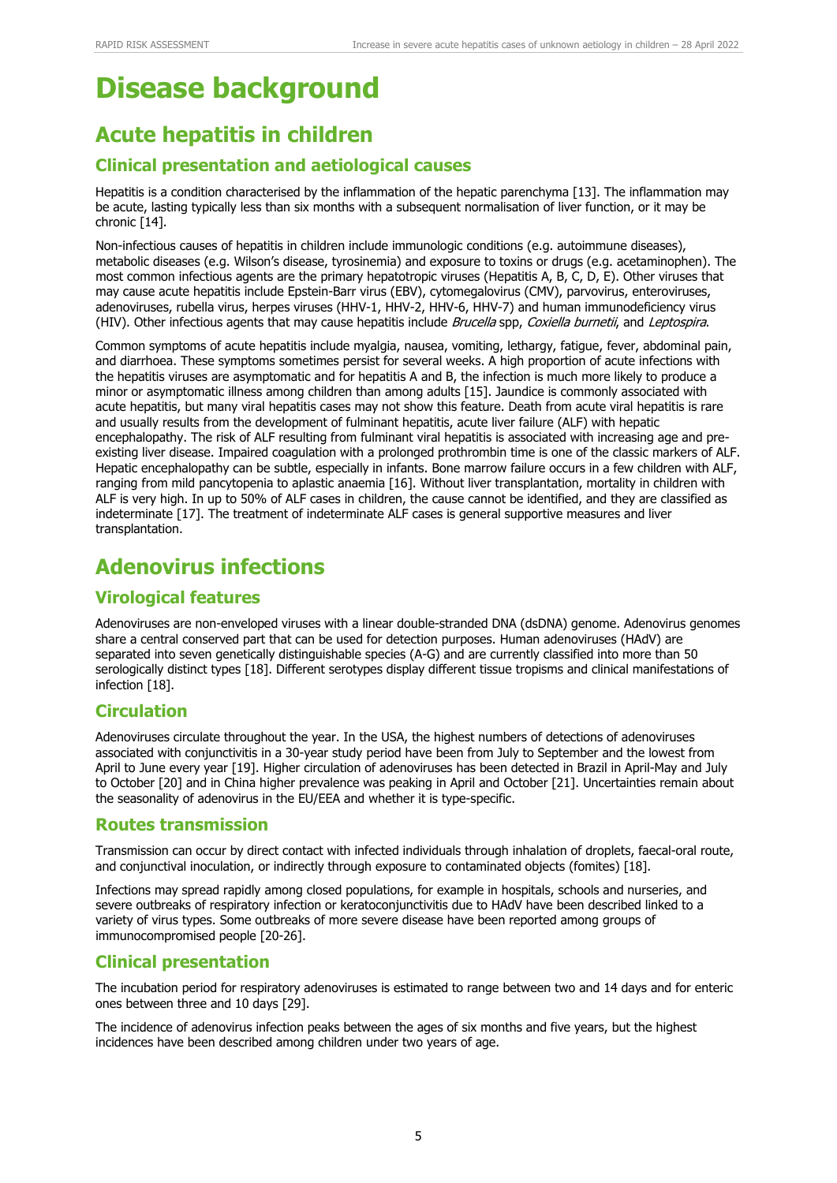# Disease background

## Acute hepatitis in children

### Clinical presentation and aetiological causes

Hepatitis is a condition characterised by the inflammation of the hepatic parenchyma [13]. The inflammation may be acute, lasting typically less than six months with a subsequent normalisation of liver function, or it may be chronic [14].

Non-infectious causes of hepatitis in children include immunologic conditions (e.g. autoimmune diseases), metabolic diseases (e.g. Wilson's disease, tyrosinemia) and exposure to toxins or drugs (e.g. acetaminophen). The most common infectious agents are the primary hepatotropic viruses (Hepatitis A, B, C, D, E). Other viruses that may cause acute hepatitis include Epstein-Barr virus (EBV), cytomegalovirus (CMV), parvovirus, enteroviruses, adenoviruses, rubella virus, herpes viruses (HHV-1, HHV-2, HHV-6, HHV-7) and human immunodeficiency virus (HIV). Other infectious agents that may cause hepatitis include *Brucella* spp, *Coxiella burnetii*, and *Leptospira*.

Common symptoms of acute hepatitis include myalgia, nausea, vomiting, lethargy, fatigue, fever, abdominal pain, and diarrhoea. These symptoms sometimes persist for several weeks. A high proportion of acute infections with the hepatitis viruses are asymptomatic and for hepatitis A and B, the infection is much more likely to produce a minor or asymptomatic illness among children than among adults [15]. Jaundice is commonly associated with acute hepatitis, but many viral hepatitis cases may not show this feature. Death from acute viral hepatitis is rare and usually results from the development of fulminant hepatitis, acute liver failure (ALF) with hepatic encephalopathy. The risk of ALF resulting from fulminant viral hepatitis is associated with increasing age and pre-existing liver disease. Impaired coagulation with a prolonged prothrombin time is one of the classic markers of ALF. Hepatic encephalopathy can be subtle, especially in infants. Bone marrow failure occurs in a few children with ALF, ranging from mild pancytopenia to aplastic anaemia [16]. Without liver transplantation, mortality in children with ALF is very high. In up to 50% of ALF cases in children, the cause cannot be identified, and they are classified as indeterminate [17]. The treatment of indeterminate ALF cases is general supportive measures and liver transplantation.

## Adenovirus infections

### Virological features

Adenoviruses are non-enveloped viruses with a linear double-stranded DNA (dsDNA) genome. Adenovirus genomes share a central conserved part that can be used for detection purposes. Human adenoviruses (HAdV) are separated into seven genetically distinguishable species (A-G) and are currently classified into more than 50 serologically distinct types [18]. Different serotypes display different tissue tropisms and clinical manifestations of infection [18].

### Circulation

Adenoviruses circulate throughout the year. In the USA, the highest numbers of detections of adenoviruses associated with conjunctivitis in a 30-year study period have been from July to September and the lowest from April to June every year [19]. Higher circulation of adenoviruses has been detected in Brazil in April-May and July to October [20] and in China higher prevalence was peaking in April and October [21]. Uncertainties remain about the seasonality of adenovirus in the EU/EEA and whether it is type-specific.

### Routes transmission

Transmission can occur by direct contact with infected individuals through inhalation of droplets, faecal-oral route, and conjunctival inoculation, or indirectly through exposure to contaminated objects (fomites) [18].

Infections may spread rapidly among closed populations, for example in hospitals, schools and nurseries, and severe outbreaks of respiratory infection or keratoconjunctivitis due to HAdV have been described linked to a variety of virus types. Some outbreaks of more severe disease have been reported among groups of immunocompromised people [20-26].

### Clinical presentation

The incubation period for respiratory adenoviruses is estimated to range between two and 14 days and for enteric ones between three and 10 days [29].

The incidence of adenovirus infection peaks between the ages of six months and five years, but the highest incidences have been described among children under two years of age.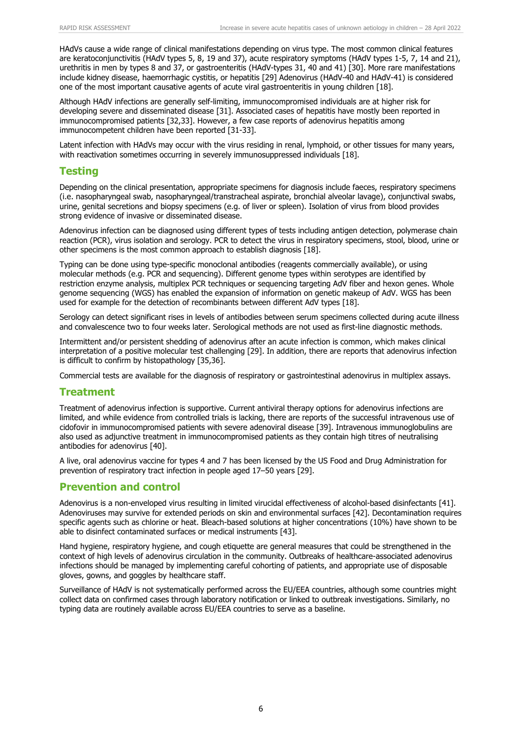HAdVs cause a wide range of clinical manifestations depending on virus type. The most common clinical features are keratoconjunctivitis (HAdV types 5, 8, 19 and 37), acute respiratory symptoms (HAdV types 1-5, 7, 14 and 21), urethritis in men by types 8 and 37, or gastroenteritis (HAdV-types 31, 40 and 41) [30]. More rare manifestations include kidney disease, haemorrhagic cystitis, or hepatitis [29] Adenovirus (HAdV-40 and HAdV-41) is considered one of the most important causative agents of acute viral gastroenteritis in young children [18].

Although HAdV infections are generally self-limiting, immunocompromised individuals are at higher risk for developing severe and disseminated disease [31]. Associated cases of hepatitis have mostly been reported in immunocompromised patients [32,33]. However, a few case reports of adenovirus hepatitis among immunocompetent children have been reported [31-33].

Latent infection with HAdVs may occur with the virus residing in renal, lymphoid, or other tissues for many years, with reactivation sometimes occurring in severely immunosuppressed individuals [18].

## Testing

Depending on the clinical presentation, appropriate specimens for diagnosis include faeces, respiratory specimens (i.e. nasopharyngeal swab, nasopharyngeal/transtracheal aspirate, bronchial alveolar lavage), conjunctival swabs, urine, genital secretions and biopsy specimens (e.g. of liver or spleen). Isolation of virus from blood provides strong evidence of invasive or disseminated disease.

Adenovirus infection can be diagnosed using different types of tests including antigen detection, polymerase chain reaction (PCR), virus isolation and serology. PCR to detect the virus in respiratory specimens, stool, blood, urine or other specimens is the most common approach to establish diagnosis [18].

Typing can be done using type-specific monoclonal antibodies (reagents commercially available), or using molecular methods (e.g. PCR and sequencing). Different genome types within serotypes are identified by restriction enzyme analysis, multiplex PCR techniques or sequencing targeting AdV fiber and hexon genes. Whole genome sequencing (WGS) has enabled the expansion of information on genetic makeup of AdV. WGS has been used for example for the detection of recombinants between different AdV types [18].

Serology can detect significant rises in levels of antibodies between serum specimens collected during acute illness and convalescence two to four weeks later. Serological methods are not used as first-line diagnostic methods.

Intermittent and/or persistent shedding of adenovirus after an acute infection is common, which makes clinical interpretation of a positive molecular test challenging [29]. In addition, there are reports that adenovirus infection is difficult to confirm by histopathology [35,36].

Commercial tests are available for the diagnosis of respiratory or gastrointestinal adenovirus in multiplex assays.

## Treatment

Treatment of adenovirus infection is supportive. Current antiviral therapy options for adenovirus infections are limited, and while evidence from controlled trials is lacking, there are reports of the successful intravenous use of cidofovir in immunocompromised patients with severe adenoviral disease [39]. Intravenous immunoglobulins are also used as adjunctive treatment in immunocompromised patients as they contain high titres of neutralising antibodies for adenovirus [40].

A live, oral adenovirus vaccine for types 4 and 7 has been licensed by the US Food and Drug Administration for prevention of respiratory tract infection in people aged 17–50 years [29].

## Prevention and control

Adenovirus is a non-enveloped virus resulting in limited virucidal effectiveness of alcohol-based disinfectants [41]. Adenoviruses may survive for extended periods on skin and environmental surfaces [42]. Decontamination requires specific agents such as chlorine or heat. Bleach-based solutions at higher concentrations (10%) have shown to be able to disinfect contaminated surfaces or medical instruments [43].

Hand hygiene, respiratory hygiene, and cough etiquette are general measures that could be strengthened in the context of high levels of adenovirus circulation in the community. Outbreaks of healthcare-associated adenovirus infections should be managed by implementing careful cohorting of patients, and appropriate use of disposable gloves, gowns, and goggles by healthcare staff.

Surveillance of HAdV is not systematically performed across the EU/EEA countries, although some countries might collect data on confirmed cases through laboratory notification or linked to outbreak investigations. Similarly, no typing data are routinely available across EU/EEA countries to serve as a baseline.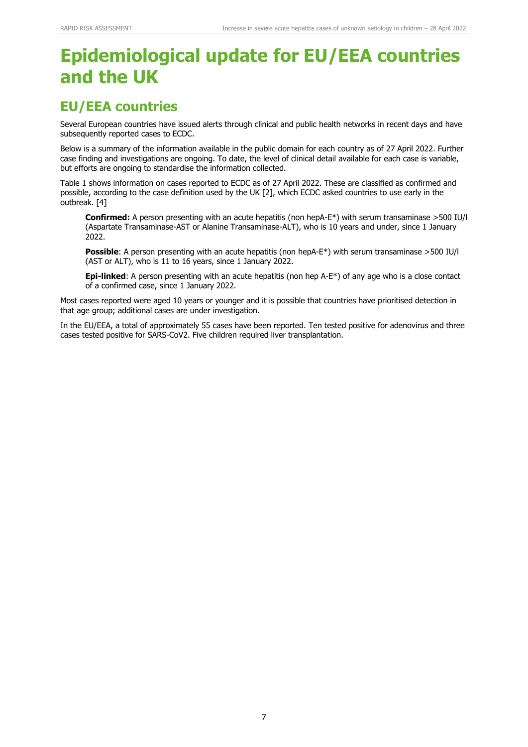# Epidemiological update for EU/EEA countries and the UK

## EU/EEA countries

Several European countries have issued alerts through clinical and public health networks in recent days and have subsequently reported cases to ECDC.

Below is a summary of the information available in the public domain for each country as of 27 April 2022. Further case finding and investigations are ongoing. To date, the level of clinical detail available for each case is variable, but efforts are ongoing to standardise the information collected.

Table 1 shows information on cases reported to ECDC as of 27 April 2022. These are classified as confirmed and possible, according to the case definition used by the UK [2], which ECDC asked countries to use early in the outbreak. [4]

> **Confirmed:** A person presenting with an acute hepatitis (non hepA-E*) with serum transaminase >500 IU/l (Aspartate Transaminase-AST or Alanine Transaminase-ALT), who is 10 years and under, since 1 January 2022.
>
> **Possible**: A person presenting with an acute hepatitis (non hepA-E*) with serum transaminase >500 IU/l (AST or ALT), who is 11 to 16 years, since 1 January 2022.
>
> **Epi-linked**: A person presenting with an acute hepatitis (non hep A-E*) of any age who is a close contact of a confirmed case, since 1 January 2022.

Most cases reported were aged 10 years or younger and it is possible that countries have prioritised detection in that age group; additional cases are under investigation.

In the EU/EEA, a total of approximately 55 cases have been reported. Ten tested positive for adenovirus and three cases tested positive for SARS-CoV2. Five children required liver transplantation.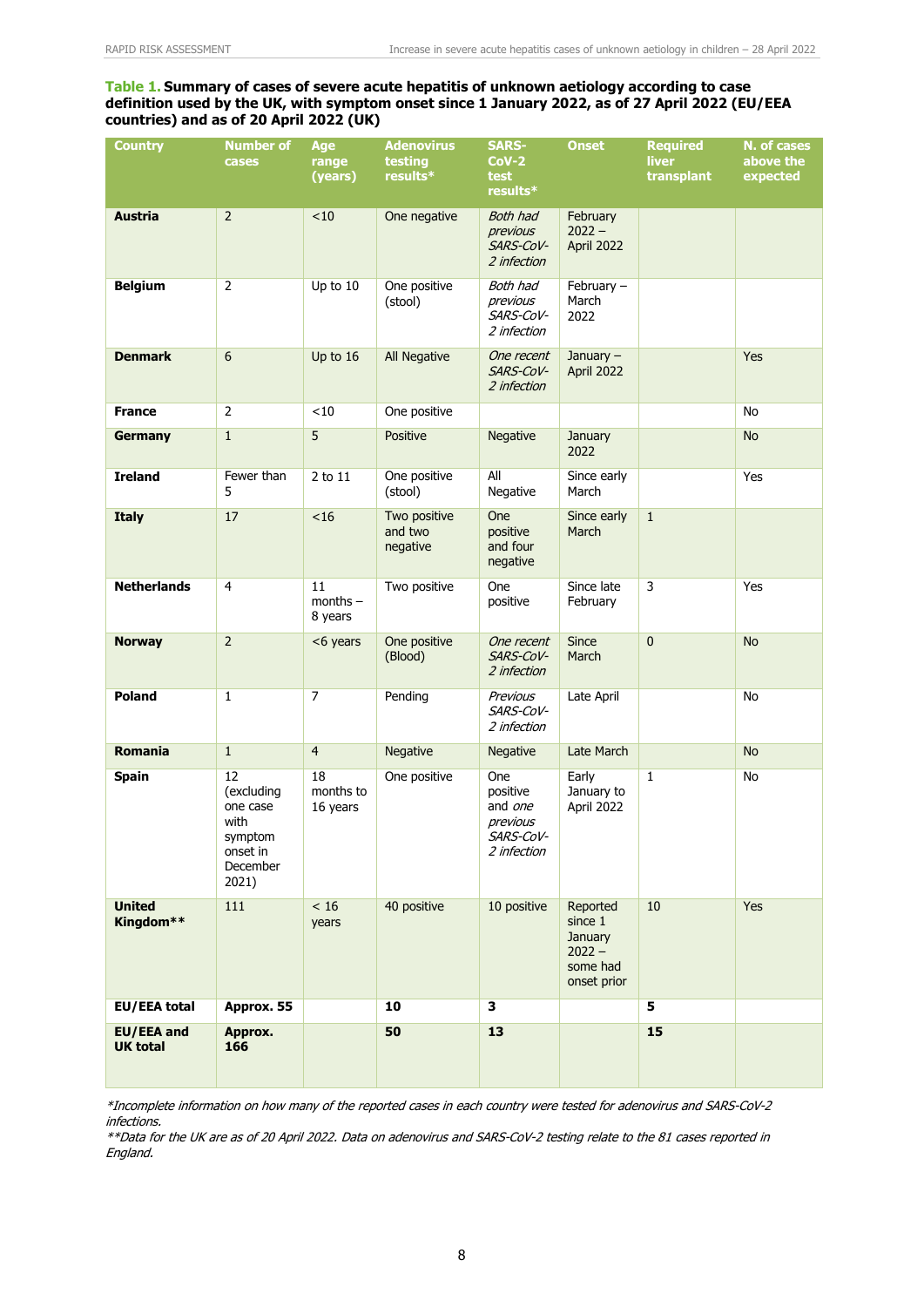**Table 1. Summary of cases of severe acute hepatitis of unknown aetiology according to case definition used by the UK, with symptom onset since 1 January 2022, as of 27 April 2022 (EU/EEA countries) and as of 20 April 2022 (UK)**

| Country | Number of cases | Age range (years) | Adenovirus testing results* | SARS-CoV-2 test results* | Onset | Required liver transplant | N. of cases above the expected |
|---|---|---|---|---|---|---|---|
| **Austria** | 2 | <10 | One negative | *Both had previous SARS-CoV-2 infection* | February 2022 – April 2022 | | |
| **Belgium** | 2 | Up to 10 | One positive (stool) | *Both had previous SARS-CoV-2 infection* | February – March 2022 | | |
| **Denmark** | 6 | Up to 16 | All Negative | *One recent SARS-CoV-2 infection* | January – April 2022 | | Yes |
| **France** | 2 | <10 | One positive | | | | No |
| **Germany** | 1 | 5 | Positive | Negative | January 2022 | | No |
| **Ireland** | Fewer than 5 | 2 to 11 | One positive (stool) | All Negative | Since early March | | Yes |
| **Italy** | 17 | <16 | Two positive and two negative | One positive and four negative | Since early March | 1 | |
| **Netherlands** | 4 | 11 months – 8 years | Two positive | One positive | Since late February | 3 | Yes |
| **Norway** | 2 | <6 years | One positive (Blood) | *One recent SARS-CoV-2 infection* | Since March | 0 | No |
| **Poland** | 1 | 7 | Pending | *Previous SARS-CoV-2 infection* | Late April | | No |
| **Romania** | 1 | 4 | Negative | Negative | Late March | | No |
| **Spain** | 12 (excluding one case with symptom onset in December 2021) | 18 months to 16 years | One positive | One positive and *one previous SARS-CoV-2 infection* | Early January to April 2022 | 1 | No |
| **United Kingdom**** | 111 | < 16 years | 40 positive | 10 positive | Reported since 1 January 2022 – some had onset prior | 10 | Yes |
| **EU/EEA total** | **Approx. 55** | | **10** | **3** | | **5** | |
| **EU/EEA and UK total** | **Approx. 166** | | **50** | **13** | | **15** | |

*\*Incomplete information on how many of the reported cases in each country were tested for adenovirus and SARS-CoV-2 infections.*
*\*\*Data for the UK are as of 20 April 2022. Data on adenovirus and SARS-CoV-2 testing relate to the 81 cases reported in England.*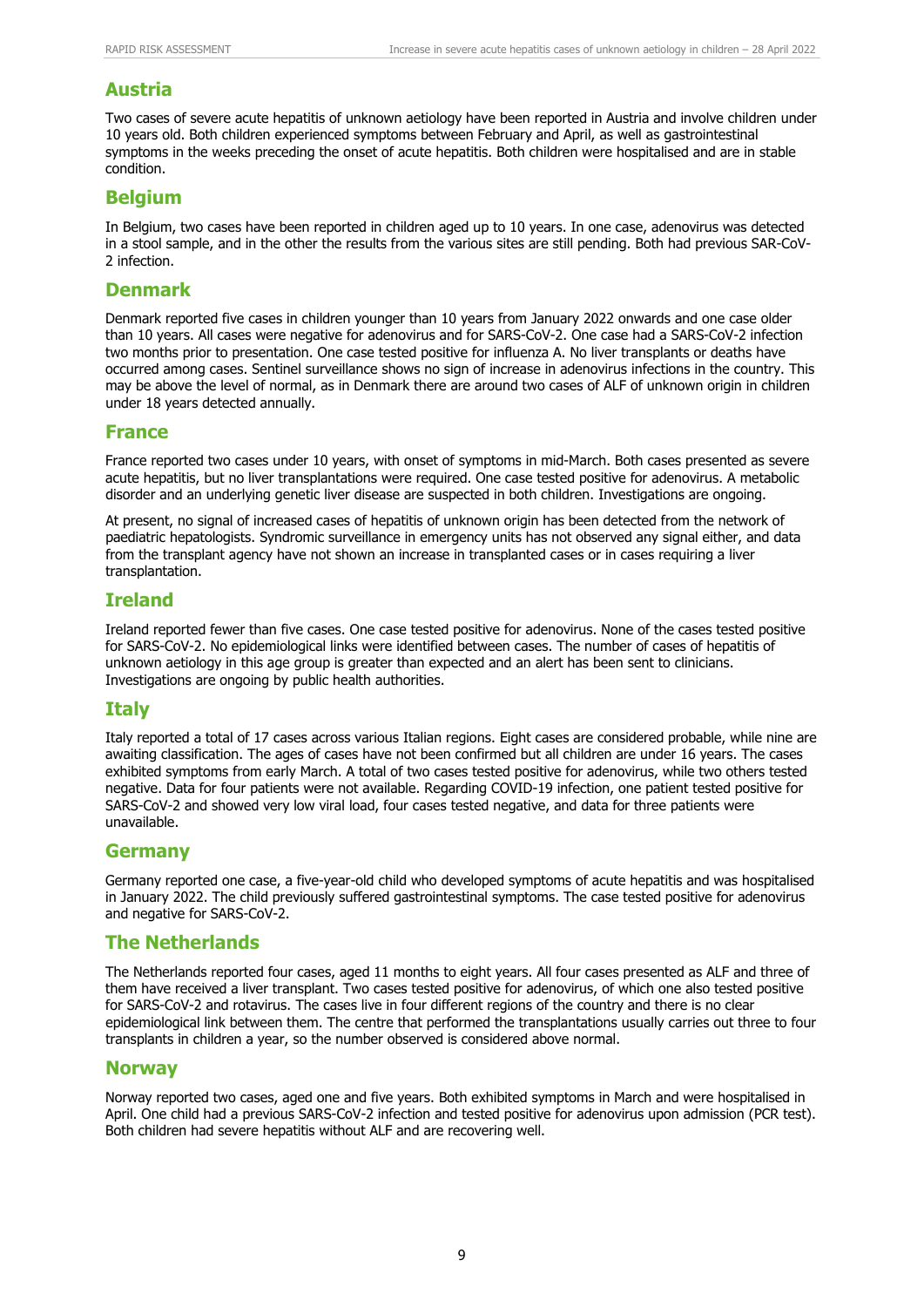## Austria

Two cases of severe acute hepatitis of unknown aetiology have been reported in Austria and involve children under 10 years old. Both children experienced symptoms between February and April, as well as gastrointestinal symptoms in the weeks preceding the onset of acute hepatitis. Both children were hospitalised and are in stable condition.

## Belgium

In Belgium, two cases have been reported in children aged up to 10 years. In one case, adenovirus was detected in a stool sample, and in the other the results from the various sites are still pending. Both had previous SAR-CoV-2 infection.

## Denmark

Denmark reported five cases in children younger than 10 years from January 2022 onwards and one case older than 10 years. All cases were negative for adenovirus and for SARS-CoV-2. One case had a SARS-CoV-2 infection two months prior to presentation. One case tested positive for influenza A. No liver transplants or deaths have occurred among cases. Sentinel surveillance shows no sign of increase in adenovirus infections in the country. This may be above the level of normal, as in Denmark there are around two cases of ALF of unknown origin in children under 18 years detected annually.

## France

France reported two cases under 10 years, with onset of symptoms in mid-March. Both cases presented as severe acute hepatitis, but no liver transplantations were required. One case tested positive for adenovirus. A metabolic disorder and an underlying genetic liver disease are suspected in both children. Investigations are ongoing.

At present, no signal of increased cases of hepatitis of unknown origin has been detected from the network of paediatric hepatologists. Syndromic surveillance in emergency units has not observed any signal either, and data from the transplant agency have not shown an increase in transplanted cases or in cases requiring a liver transplantation.

## Ireland

Ireland reported fewer than five cases. One case tested positive for adenovirus. None of the cases tested positive for SARS-CoV-2. No epidemiological links were identified between cases. The number of cases of hepatitis of unknown aetiology in this age group is greater than expected and an alert has been sent to clinicians. Investigations are ongoing by public health authorities.

## Italy

Italy reported a total of 17 cases across various Italian regions. Eight cases are considered probable, while nine are awaiting classification. The ages of cases have not been confirmed but all children are under 16 years. The cases exhibited symptoms from early March. A total of two cases tested positive for adenovirus, while two others tested negative. Data for four patients were not available. Regarding COVID-19 infection, one patient tested positive for SARS-CoV-2 and showed very low viral load, four cases tested negative, and data for three patients were unavailable.

## Germany

Germany reported one case, a five-year-old child who developed symptoms of acute hepatitis and was hospitalised in January 2022. The child previously suffered gastrointestinal symptoms. The case tested positive for adenovirus and negative for SARS-CoV-2.

## The Netherlands

The Netherlands reported four cases, aged 11 months to eight years. All four cases presented as ALF and three of them have received a liver transplant. Two cases tested positive for adenovirus, of which one also tested positive for SARS-CoV-2 and rotavirus. The cases live in four different regions of the country and there is no clear epidemiological link between them. The centre that performed the transplantations usually carries out three to four transplants in children a year, so the number observed is considered above normal.

## Norway

Norway reported two cases, aged one and five years. Both exhibited symptoms in March and were hospitalised in April. One child had a previous SARS-CoV-2 infection and tested positive for adenovirus upon admission (PCR test). Both children had severe hepatitis without ALF and are recovering well.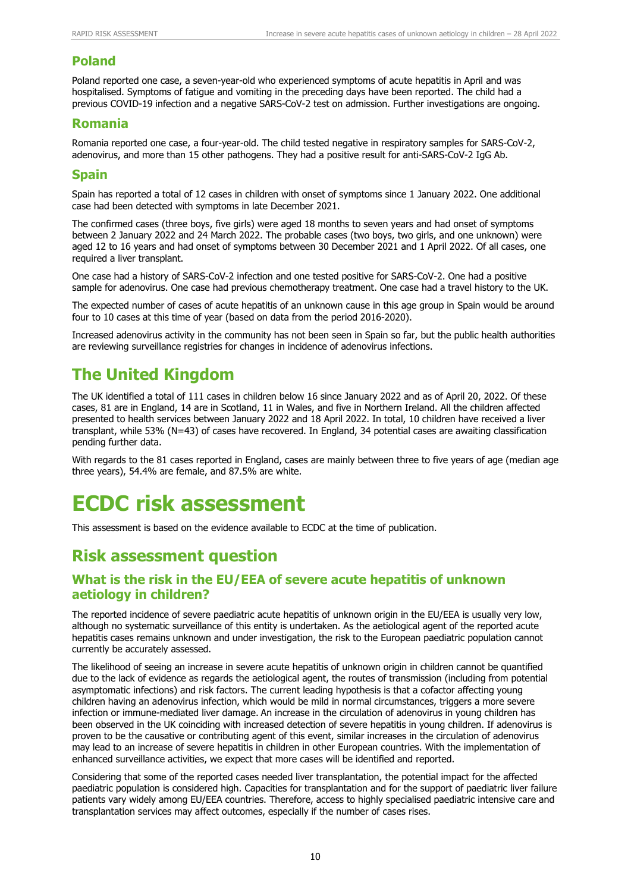### Poland

Poland reported one case, a seven-year-old who experienced symptoms of acute hepatitis in April and was hospitalised. Symptoms of fatigue and vomiting in the preceding days have been reported. The child had a previous COVID-19 infection and a negative SARS-CoV-2 test on admission. Further investigations are ongoing.

### Romania

Romania reported one case, a four-year-old. The child tested negative in respiratory samples for SARS-CoV-2, adenovirus, and more than 15 other pathogens. They had a positive result for anti-SARS-CoV-2 IgG Ab.

### Spain

Spain has reported a total of 12 cases in children with onset of symptoms since 1 January 2022. One additional case had been detected with symptoms in late December 2021.

The confirmed cases (three boys, five girls) were aged 18 months to seven years and had onset of symptoms between 2 January 2022 and 24 March 2022. The probable cases (two boys, two girls, and one unknown) were aged 12 to 16 years and had onset of symptoms between 30 December 2021 and 1 April 2022. Of all cases, one required a liver transplant.

One case had a history of SARS-CoV-2 infection and one tested positive for SARS-CoV-2. One had a positive sample for adenovirus. One case had previous chemotherapy treatment. One case had a travel history to the UK.

The expected number of cases of acute hepatitis of an unknown cause in this age group in Spain would be around four to 10 cases at this time of year (based on data from the period 2016-2020).

Increased adenovirus activity in the community has not been seen in Spain so far, but the public health authorities are reviewing surveillance registries for changes in incidence of adenovirus infections.

## The United Kingdom

The UK identified a total of 111 cases in children below 16 since January 2022 and as of April 20, 2022. Of these cases, 81 are in England, 14 are in Scotland, 11 in Wales, and five in Northern Ireland. All the children affected presented to health services between January 2022 and 18 April 2022. In total, 10 children have received a liver transplant, while 53% (N=43) of cases have recovered. In England, 34 potential cases are awaiting classification pending further data.

With regards to the 81 cases reported in England, cases are mainly between three to five years of age (median age three years), 54.4% are female, and 87.5% are white.

# ECDC risk assessment

This assessment is based on the evidence available to ECDC at the time of publication.

## Risk assessment question

### What is the risk in the EU/EEA of severe acute hepatitis of unknown aetiology in children?

The reported incidence of severe paediatric acute hepatitis of unknown origin in the EU/EEA is usually very low, although no systematic surveillance of this entity is undertaken. As the aetiological agent of the reported acute hepatitis cases remains unknown and under investigation, the risk to the European paediatric population cannot currently be accurately assessed.

The likelihood of seeing an increase in severe acute hepatitis of unknown origin in children cannot be quantified due to the lack of evidence as regards the aetiological agent, the routes of transmission (including from potential asymptomatic infections) and risk factors. The current leading hypothesis is that a cofactor affecting young children having an adenovirus infection, which would be mild in normal circumstances, triggers a more severe infection or immune-mediated liver damage. An increase in the circulation of adenovirus in young children has been observed in the UK coinciding with increased detection of severe hepatitis in young children. If adenovirus is proven to be the causative or contributing agent of this event, similar increases in the circulation of adenovirus may lead to an increase of severe hepatitis in children in other European countries. With the implementation of enhanced surveillance activities, we expect that more cases will be identified and reported.

Considering that some of the reported cases needed liver transplantation, the potential impact for the affected paediatric population is considered high. Capacities for transplantation and for the support of paediatric liver failure patients vary widely among EU/EEA countries. Therefore, access to highly specialised paediatric intensive care and transplantation services may affect outcomes, especially if the number of cases rises.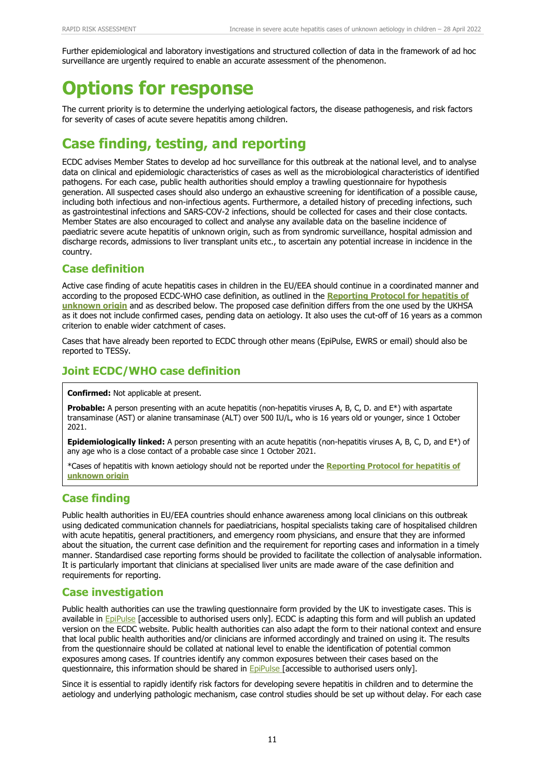Further epidemiological and laboratory investigations and structured collection of data in the framework of ad hoc surveillance are urgently required to enable an accurate assessment of the phenomenon.

# Options for response

The current priority is to determine the underlying aetiological factors, the disease pathogenesis, and risk factors for severity of cases of acute severe hepatitis among children.

## Case finding, testing, and reporting

ECDC advises Member States to develop ad hoc surveillance for this outbreak at the national level, and to analyse data on clinical and epidemiologic characteristics of cases as well as the microbiological characteristics of identified pathogens. For each case, public health authorities should employ a trawling questionnaire for hypothesis generation. All suspected cases should also undergo an exhaustive screening for identification of a possible cause, including both infectious and non-infectious agents. Furthermore, a detailed history of preceding infections, such as gastrointestinal infections and SARS-COV-2 infections, should be collected for cases and their close contacts. Member States are also encouraged to collect and analyse any available data on the baseline incidence of paediatric severe acute hepatitis of unknown origin, such as from syndromic surveillance, hospital admission and discharge records, admissions to liver transplant units etc., to ascertain any potential increase in incidence in the country.

### Case definition

Active case finding of acute hepatitis cases in children in the EU/EEA should continue in a coordinated manner and according to the proposed ECDC-WHO case definition, as outlined in the **Reporting Protocol for hepatitis of unknown origin** and as described below. The proposed case definition differs from the one used by the UKHSA as it does not include confirmed cases, pending data on aetiology. It also uses the cut-off of 16 years as a common criterion to enable wider catchment of cases.

Cases that have already been reported to ECDC through other means (EpiPulse, EWRS or email) should also be reported to TESSy.

## Joint ECDC/WHO case definition

**Confirmed:** Not applicable at present.

**Probable:** A person presenting with an acute hepatitis (non-hepatitis viruses A, B, C, D. and E*) with aspartate transaminase (AST) or alanine transaminase (ALT) over 500 IU/L, who is 16 years old or younger, since 1 October 2021.

**Epidemiologically linked:** A person presenting with an acute hepatitis (non-hepatitis viruses A, B, C, D, and E*) of any age who is a close contact of a probable case since 1 October 2021.

*Cases of hepatitis with known aetiology should not be reported under the **Reporting Protocol for hepatitis of unknown origin**

### Case finding

Public health authorities in EU/EEA countries should enhance awareness among local clinicians on this outbreak using dedicated communication channels for paediatricians, hospital specialists taking care of hospitalised children with acute hepatitis, general practitioners, and emergency room physicians, and ensure that they are informed about the situation, the current case definition and the requirement for reporting cases and information in a timely manner. Standardised case reporting forms should be provided to facilitate the collection of analysable information. It is particularly important that clinicians at specialised liver units are made aware of the case definition and requirements for reporting.

### Case investigation

Public health authorities can use the trawling questionnaire form provided by the UK to investigate cases. This is available in EpiPulse [accessible to authorised users only]. ECDC is adapting this form and will publish an updated version on the ECDC website. Public health authorities can also adapt the form to their national context and ensure that local public health authorities and/or clinicians are informed accordingly and trained on using it. The results from the questionnaire should be collated at national level to enable the identification of potential common exposures among cases. If countries identify any common exposures between their cases based on the questionnaire, this information should be shared in EpiPulse [accessible to authorised users only].

Since it is essential to rapidly identify risk factors for developing severe hepatitis in children and to determine the aetiology and underlying pathologic mechanism, case control studies should be set up without delay. For each case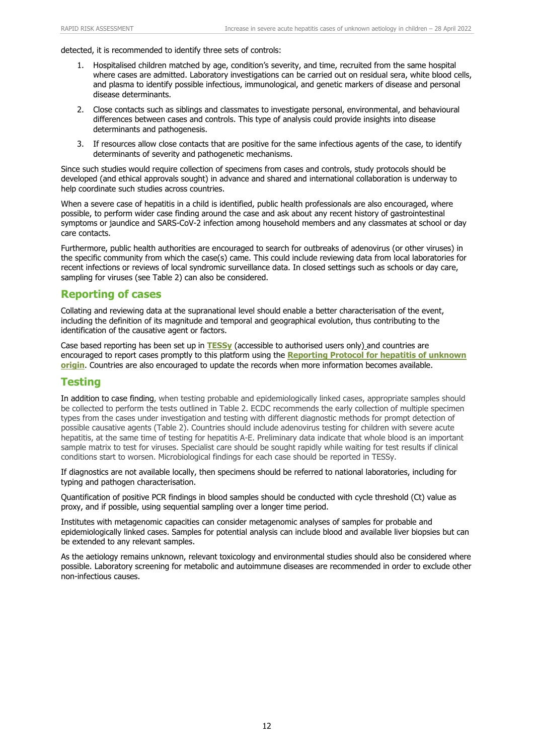detected, it is recommended to identify three sets of controls:

1. Hospitalised children matched by age, condition's severity, and time, recruited from the same hospital where cases are admitted. Laboratory investigations can be carried out on residual sera, white blood cells, and plasma to identify possible infectious, immunological, and genetic markers of disease and personal disease determinants.
2. Close contacts such as siblings and classmates to investigate personal, environmental, and behavioural differences between cases and controls. This type of analysis could provide insights into disease determinants and pathogenesis.
3. If resources allow close contacts that are positive for the same infectious agents of the case, to identify determinants of severity and pathogenetic mechanisms.

Since such studies would require collection of specimens from cases and controls, study protocols should be developed (and ethical approvals sought) in advance and shared and international collaboration is underway to help coordinate such studies across countries.

When a severe case of hepatitis in a child is identified, public health professionals are also encouraged, where possible, to perform wider case finding around the case and ask about any recent history of gastrointestinal symptoms or jaundice and SARS-CoV-2 infection among household members and any classmates at school or day care contacts.

Furthermore, public health authorities are encouraged to search for outbreaks of adenovirus (or other viruses) in the specific community from which the case(s) came. This could include reviewing data from local laboratories for recent infections or reviews of local syndromic surveillance data. In closed settings such as schools or day care, sampling for viruses (see Table 2) can also be considered.

## Reporting of cases

Collating and reviewing data at the supranational level should enable a better characterisation of the event, including the definition of its magnitude and temporal and geographical evolution, thus contributing to the identification of the causative agent or factors.

Case based reporting has been set up in **TESSy** (accessible to authorised users only) and countries are encouraged to report cases promptly to this platform using the **Reporting Protocol for hepatitis of unknown origin**. Countries are also encouraged to update the records when more information becomes available.

## Testing

In addition to case finding, when testing probable and epidemiologically linked cases, appropriate samples should be collected to perform the tests outlined in Table 2. ECDC recommends the early collection of multiple specimen types from the cases under investigation and testing with different diagnostic methods for prompt detection of possible causative agents (Table 2). Countries should include adenovirus testing for children with severe acute hepatitis, at the same time of testing for hepatitis A-E. Preliminary data indicate that whole blood is an important sample matrix to test for viruses. Specialist care should be sought rapidly while waiting for test results if clinical conditions start to worsen. Microbiological findings for each case should be reported in TESSy.

If diagnostics are not available locally, then specimens should be referred to national laboratories, including for typing and pathogen characterisation.

Quantification of positive PCR findings in blood samples should be conducted with cycle threshold (Ct) value as proxy, and if possible, using sequential sampling over a longer time period.

Institutes with metagenomic capacities can consider metagenomic analyses of samples for probable and epidemiologically linked cases. Samples for potential analysis can include blood and available liver biopsies but can be extended to any relevant samples.

As the aetiology remains unknown, relevant toxicology and environmental studies should also be considered where possible. Laboratory screening for metabolic and autoimmune diseases are recommended in order to exclude other non-infectious causes.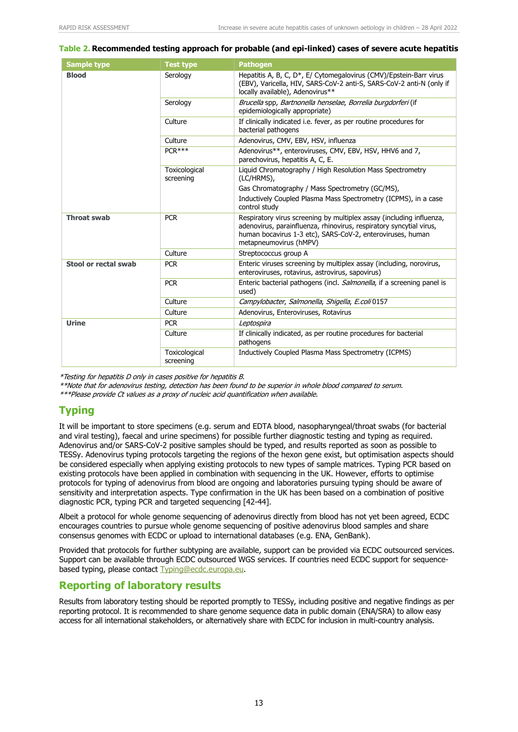**Table 2. Recommended testing approach for probable (and epi-linked) cases of severe acute hepatitis**

| Sample type | Test type | Pathogen |
|---|---|---|
| **Blood** | Serology | Hepatitis A, B, C, D*, E/ Cytomegalovirus (CMV)/Epstein-Barr virus (EBV), Varicella, HIV, SARS-CoV-2 anti-S, SARS-CoV-2 anti-N (only if locally available), Adenovirus** |
| | Serology | *Brucella* spp, *Bartnonella henselae*, *Borrelia burgdorferi* (if epidemiologically appropriate) |
| | Culture | If clinically indicated i.e. fever, as per routine procedures for bacterial pathogens |
| | Culture | Adenovirus, CMV, EBV, HSV, influenza |
| | PCR*** | Adenovirus**, enteroviruses, CMV, EBV, HSV, HHV6 and 7, parechovirus, hepatitis A, C, E. |
| | Toxicological screening | Liquid Chromatography / High Resolution Mass Spectrometry (LC/HRMS), Gas Chromatography / Mass Spectrometry (GC/MS), Inductively Coupled Plasma Mass Spectrometry (ICPMS), in a case control study |
| **Throat swab** | PCR | Respiratory virus screening by multiplex assay (including influenza, adenovirus, parainfluenza, rhinovirus, respiratory syncytial virus, human bocavirus 1-3 etc), SARS-CoV-2, enteroviruses, human metapneumovirus (hMPV) |
| | Culture | Streptococcus group A |
| **Stool or rectal swab** | PCR | Enteric viruses screening by multiplex assay (including, norovirus, enteroviruses, rotavirus, astrovirus, sapovirus) |
| | PCR | Enteric bacterial pathogens (incl. *Salmonella*, if a screening panel is used) |
| | Culture | *Campylobacter*, *Salmonella*, *Shigella*, *E.coli* 0157 |
| | Culture | Adenovirus, Enteroviruses, Rotavirus |
| **Urine** | PCR | *Leptospira* |
| | Culture | If clinically indicated, as per routine procedures for bacterial pathogens |
| | Toxicological screening | Inductively Coupled Plasma Mass Spectrometry (ICPMS) |

*\*Testing for hepatitis D only in cases positive for hepatitis B.*
*\*\*Note that for adenovirus testing, detection has been found to be superior in whole blood compared to serum.*
*\*\*\*Please provide Ct values as a proxy of nucleic acid quantification when available.*

## Typing

It will be important to store specimens (e.g. serum and EDTA blood, nasopharyngeal/throat swabs (for bacterial and viral testing), faecal and urine specimens) for possible further diagnostic testing and typing as required. Adenovirus and/or SARS-CoV-2 positive samples should be typed, and results reported as soon as possible to TESSy. Adenovirus typing protocols targeting the regions of the hexon gene exist, but optimisation aspects should be considered especially when applying existing protocols to new types of sample matrices. Typing PCR based on existing protocols have been applied in combination with sequencing in the UK. However, efforts to optimise protocols for typing of adenovirus from blood are ongoing and laboratories pursuing typing should be aware of sensitivity and interpretation aspects. Type confirmation in the UK has been based on a combination of positive diagnostic PCR, typing PCR and targeted sequencing [42-44].

Albeit a protocol for whole genome sequencing of adenovirus directly from blood has not yet been agreed, ECDC encourages countries to pursue whole genome sequencing of positive adenovirus blood samples and share consensus genomes with ECDC or upload to international databases (e.g. ENA, GenBank).

Provided that protocols for further subtyping are available, support can be provided via ECDC outsourced services. Support can be available through ECDC outsourced WGS services. If countries need ECDC support for sequence-based typing, please contact Typing@ecdc.europa.eu.

## Reporting of laboratory results

Results from laboratory testing should be reported promptly to TESSy, including positive and negative findings as per reporting protocol. It is recommended to share genome sequence data in public domain (ENA/SRA) to allow easy access for all international stakeholders, or alternatively share with ECDC for inclusion in multi-country analysis.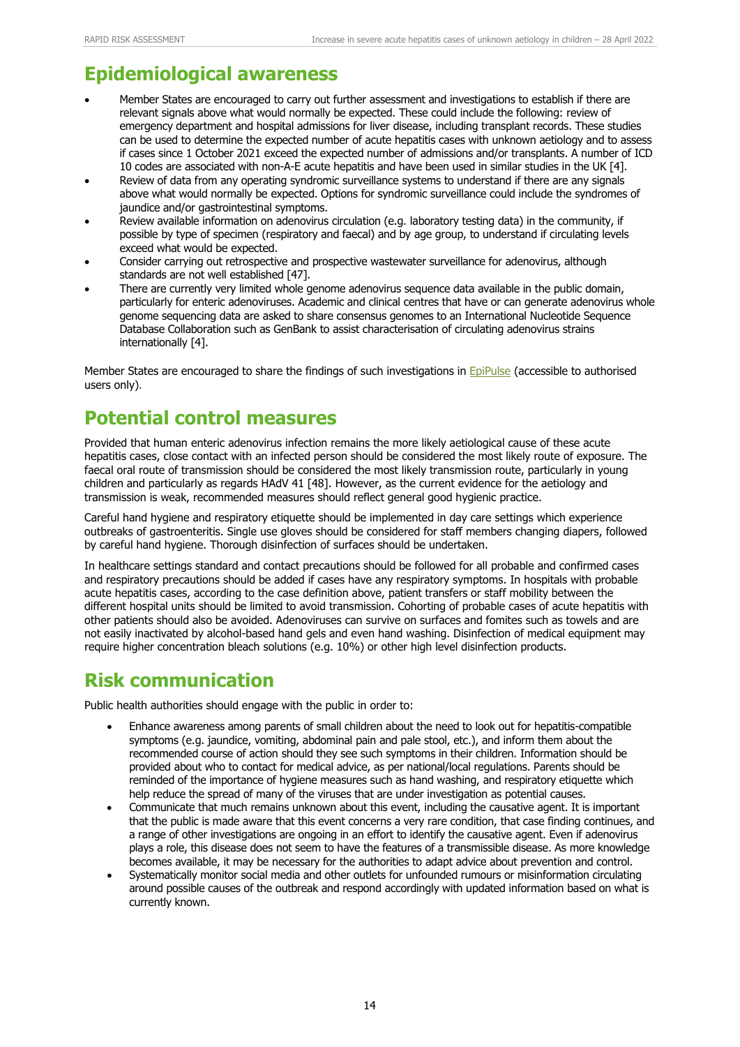# Epidemiological awareness

- Member States are encouraged to carry out further assessment and investigations to establish if there are relevant signals above what would normally be expected. These could include the following: review of emergency department and hospital admissions for liver disease, including transplant records. These studies can be used to determine the expected number of acute hepatitis cases with unknown aetiology and to assess if cases since 1 October 2021 exceed the expected number of admissions and/or transplants. A number of ICD 10 codes are associated with non-A-E acute hepatitis and have been used in similar studies in the UK [4].
- Review of data from any operating syndromic surveillance systems to understand if there are any signals above what would normally be expected. Options for syndromic surveillance could include the syndromes of jaundice and/or gastrointestinal symptoms.
- Review available information on adenovirus circulation (e.g. laboratory testing data) in the community, if possible by type of specimen (respiratory and faecal) and by age group, to understand if circulating levels exceed what would be expected.
- Consider carrying out retrospective and prospective wastewater surveillance for adenovirus, although standards are not well established [47].
- There are currently very limited whole genome adenovirus sequence data available in the public domain, particularly for enteric adenoviruses. Academic and clinical centres that have or can generate adenovirus whole genome sequencing data are asked to share consensus genomes to an International Nucleotide Sequence Database Collaboration such as GenBank to assist characterisation of circulating adenovirus strains internationally [4].

Member States are encouraged to share the findings of such investigations in EpiPulse (accessible to authorised users only).

# Potential control measures

Provided that human enteric adenovirus infection remains the more likely aetiological cause of these acute hepatitis cases, close contact with an infected person should be considered the most likely route of exposure. The faecal oral route of transmission should be considered the most likely transmission route, particularly in young children and particularly as regards HAdV 41 [48]. However, as the current evidence for the aetiology and transmission is weak, recommended measures should reflect general good hygienic practice.

Careful hand hygiene and respiratory etiquette should be implemented in day care settings which experience outbreaks of gastroenteritis. Single use gloves should be considered for staff members changing diapers, followed by careful hand hygiene. Thorough disinfection of surfaces should be undertaken.

In healthcare settings standard and contact precautions should be followed for all probable and confirmed cases and respiratory precautions should be added if cases have any respiratory symptoms. In hospitals with probable acute hepatitis cases, according to the case definition above, patient transfers or staff mobility between the different hospital units should be limited to avoid transmission. Cohorting of probable cases of acute hepatitis with other patients should also be avoided. Adenoviruses can survive on surfaces and fomites such as towels and are not easily inactivated by alcohol-based hand gels and even hand washing. Disinfection of medical equipment may require higher concentration bleach solutions (e.g. 10%) or other high level disinfection products.

# Risk communication

Public health authorities should engage with the public in order to:

- Enhance awareness among parents of small children about the need to look out for hepatitis-compatible symptoms (e.g. jaundice, vomiting, abdominal pain and pale stool, etc.), and inform them about the recommended course of action should they see such symptoms in their children. Information should be provided about who to contact for medical advice, as per national/local regulations. Parents should be reminded of the importance of hygiene measures such as hand washing, and respiratory etiquette which help reduce the spread of many of the viruses that are under investigation as potential causes.
- Communicate that much remains unknown about this event, including the causative agent. It is important that the public is made aware that this event concerns a very rare condition, that case finding continues, and a range of other investigations are ongoing in an effort to identify the causative agent. Even if adenovirus plays a role, this disease does not seem to have the features of a transmissible disease. As more knowledge becomes available, it may be necessary for the authorities to adapt advice about prevention and control.
- Systematically monitor social media and other outlets for unfounded rumours or misinformation circulating around possible causes of the outbreak and respond accordingly with updated information based on what is currently known.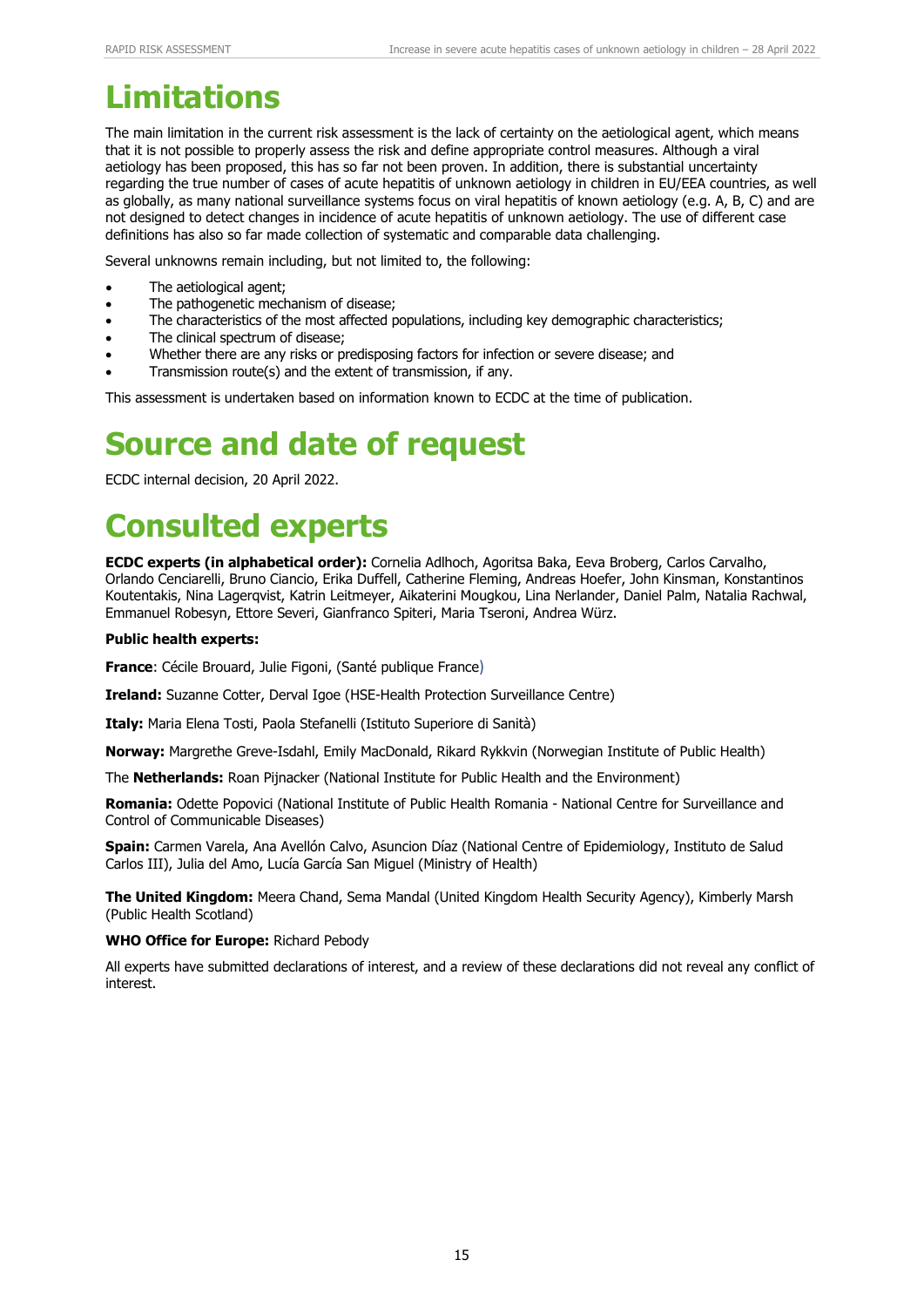# Limitations

The main limitation in the current risk assessment is the lack of certainty on the aetiological agent, which means that it is not possible to properly assess the risk and define appropriate control measures. Although a viral aetiology has been proposed, this has so far not been proven. In addition, there is substantial uncertainty regarding the true number of cases of acute hepatitis of unknown aetiology in children in EU/EEA countries, as well as globally, as many national surveillance systems focus on viral hepatitis of known aetiology (e.g. A, B, C) and are not designed to detect changes in incidence of acute hepatitis of unknown aetiology. The use of different case definitions has also so far made collection of systematic and comparable data challenging.

Several unknowns remain including, but not limited to, the following:

- The aetiological agent;
- The pathogenetic mechanism of disease;
- The characteristics of the most affected populations, including key demographic characteristics;
- The clinical spectrum of disease;
- Whether there are any risks or predisposing factors for infection or severe disease; and
- Transmission route(s) and the extent of transmission, if any.

This assessment is undertaken based on information known to ECDC at the time of publication.

# Source and date of request

ECDC internal decision, 20 April 2022.

# Consulted experts

**ECDC experts (in alphabetical order):** Cornelia Adlhoch, Agoritsa Baka, Eeva Broberg, Carlos Carvalho, Orlando Cenciarelli, Bruno Ciancio, Erika Duffell, Catherine Fleming, Andreas Hoefer, John Kinsman, Konstantinos Koutentakis, Nina Lagerqvist, Katrin Leitmeyer, Aikaterini Mougkou, Lina Nerlander, Daniel Palm, Natalia Rachwal, Emmanuel Robesyn, Ettore Severi, Gianfranco Spiteri, Maria Tseroni, Andrea Würz.

**Public health experts:**

**France**: Cécile Brouard, Julie Figoni, (Santé publique France)

**Ireland:** Suzanne Cotter, Derval Igoe (HSE-Health Protection Surveillance Centre)

**Italy:** Maria Elena Tosti, Paola Stefanelli (Istituto Superiore di Sanità)

**Norway:** Margrethe Greve-Isdahl, Emily MacDonald, Rikard Rykkvin (Norwegian Institute of Public Health)

The **Netherlands:** Roan Pijnacker (National Institute for Public Health and the Environment)

**Romania:** Odette Popovici (National Institute of Public Health Romania - National Centre for Surveillance and Control of Communicable Diseases)

**Spain:** Carmen Varela, Ana Avellón Calvo, Asuncion Díaz (National Centre of Epidemiology, Instituto de Salud Carlos III), Julia del Amo, Lucía García San Miguel (Ministry of Health)

**The United Kingdom:** Meera Chand, Sema Mandal (United Kingdom Health Security Agency), Kimberly Marsh (Public Health Scotland)

**WHO Office for Europe:** Richard Pebody

All experts have submitted declarations of interest, and a review of these declarations did not reveal any conflict of interest.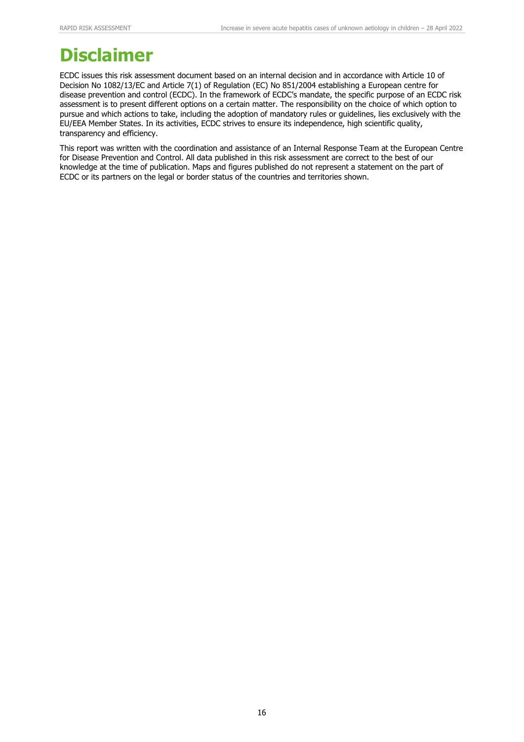# Disclaimer

ECDC issues this risk assessment document based on an internal decision and in accordance with Article 10 of Decision No 1082/13/EC and Article 7(1) of Regulation (EC) No 851/2004 establishing a European centre for disease prevention and control (ECDC). In the framework of ECDC's mandate, the specific purpose of an ECDC risk assessment is to present different options on a certain matter. The responsibility on the choice of which option to pursue and which actions to take, including the adoption of mandatory rules or guidelines, lies exclusively with the EU/EEA Member States. In its activities, ECDC strives to ensure its independence, high scientific quality, transparency and efficiency.

This report was written with the coordination and assistance of an Internal Response Team at the European Centre for Disease Prevention and Control. All data published in this risk assessment are correct to the best of our knowledge at the time of publication. Maps and figures published do not represent a statement on the part of ECDC or its partners on the legal or border status of the countries and territories shown.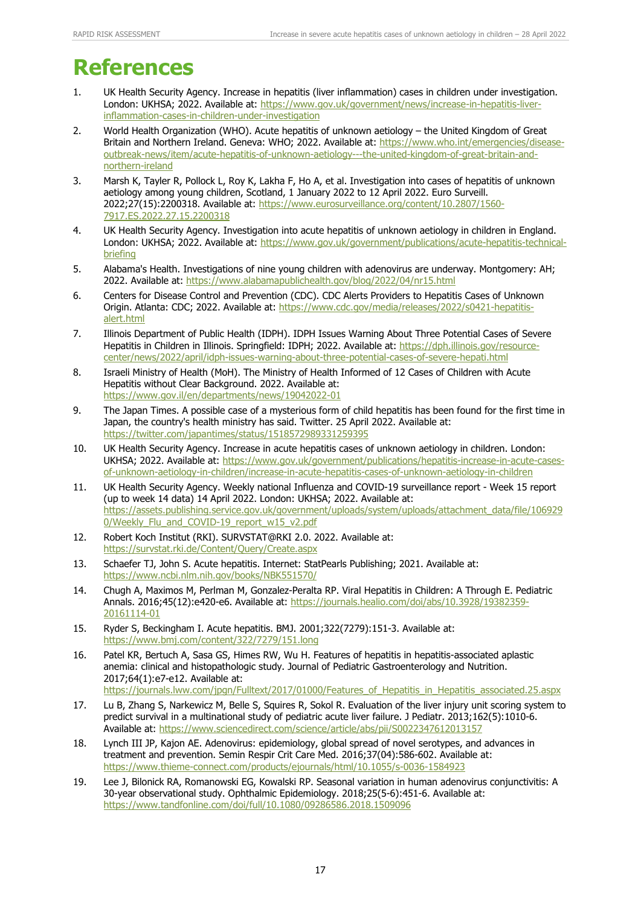# References

1. UK Health Security Agency. Increase in hepatitis (liver inflammation) cases in children under investigation. London: UKHSA; 2022. Available at: https://www.gov.uk/government/news/increase-in-hepatitis-liver-inflammation-cases-in-children-under-investigation
2. World Health Organization (WHO). Acute hepatitis of unknown aetiology – the United Kingdom of Great Britain and Northern Ireland. Geneva: WHO; 2022. Available at: https://www.who.int/emergencies/disease-outbreak-news/item/acute-hepatitis-of-unknown-aetiology---the-united-kingdom-of-great-britain-and-northern-ireland
3. Marsh K, Tayler R, Pollock L, Roy K, Lakha F, Ho A, et al. Investigation into cases of hepatitis of unknown aetiology among young children, Scotland, 1 January 2022 to 12 April 2022. Euro Surveill. 2022;27(15):2200318. Available at: https://www.eurosurveillance.org/content/10.2807/1560-7917.ES.2022.27.15.2200318
4. UK Health Security Agency. Investigation into acute hepatitis of unknown aetiology in children in England. London: UKHSA; 2022. Available at: https://www.gov.uk/government/publications/acute-hepatitis-technical-briefing
5. Alabama's Health. Investigations of nine young children with adenovirus are underway. Montgomery: AH; 2022. Available at: https://www.alabamapublichealth.gov/blog/2022/04/nr15.html
6. Centers for Disease Control and Prevention (CDC). CDC Alerts Providers to Hepatitis Cases of Unknown Origin. Atlanta: CDC; 2022. Available at: https://www.cdc.gov/media/releases/2022/s0421-hepatitis-alert.html
7. Illinois Department of Public Health (IDPH). IDPH Issues Warning About Three Potential Cases of Severe Hepatitis in Children in Illinois. Springfield: IDPH; 2022. Available at: https://dph.illinois.gov/resource-center/news/2022/april/idph-issues-warning-about-three-potential-cases-of-severe-hepati.html
8. Israeli Ministry of Health (MoH). The Ministry of Health Informed of 12 Cases of Children with Acute Hepatitis without Clear Background. 2022. Available at: https://www.gov.il/en/departments/news/19042022-01
9. The Japan Times. A possible case of a mysterious form of child hepatitis has been found for the first time in Japan, the country's health ministry has said. Twitter. 25 April 2022. Available at: https://twitter.com/japantimes/status/1518572989331259395
10. UK Health Security Agency. Increase in acute hepatitis cases of unknown aetiology in children. London: UKHSA; 2022. Available at: https://www.gov.uk/government/publications/hepatitis-increase-in-acute-cases-of-unknown-aetiology-in-children/increase-in-acute-hepatitis-cases-of-unknown-aetiology-in-children
11. UK Health Security Agency. Weekly national Influenza and COVID-19 surveillance report - Week 15 report (up to week 14 data) 14 April 2022. London: UKHSA; 2022. Available at: https://assets.publishing.service.gov.uk/government/uploads/system/uploads/attachment_data/file/1069290/Weekly_Flu_and_COVID-19_report_w15_v2.pdf
12. Robert Koch Institut (RKI). SURVSTAT@RKI 2.0. 2022. Available at: https://survstat.rki.de/Content/Query/Create.aspx
13. Schaefer TJ, John S. Acute hepatitis. Internet: StatPearls Publishing; 2021. Available at: https://www.ncbi.nlm.nih.gov/books/NBK551570/
14. Chugh A, Maximos M, Perlman M, Gonzalez-Peralta RP. Viral Hepatitis in Children: A Through E. Pediatric Annals. 2016;45(12):e420-e6. Available at: https://journals.healio.com/doi/abs/10.3928/19382359-20161114-01
15. Ryder S, Beckingham I. Acute hepatitis. BMJ. 2001;322(7279):151-3. Available at: https://www.bmj.com/content/322/7279/151.long
16. Patel KR, Bertuch A, Sasa GS, Himes RW, Wu H. Features of hepatitis in hepatitis-associated aplastic anemia: clinical and histopathologic study. Journal of Pediatric Gastroenterology and Nutrition. 2017;64(1):e7-e12. Available at: https://journals.lww.com/jpgn/Fulltext/2017/01000/Features_of_Hepatitis_in_Hepatitis_associated.25.aspx
17. Lu B, Zhang S, Narkewicz M, Belle S, Squires R, Sokol R. Evaluation of the liver injury unit scoring system to predict survival in a multinational study of pediatric acute liver failure. J Pediatr. 2013;162(5):1010-6. Available at: https://www.sciencedirect.com/science/article/abs/pii/S0022347612013157
18. Lynch III JP, Kajon AE. Adenovirus: epidemiology, global spread of novel serotypes, and advances in treatment and prevention. Semin Respir Crit Care Med. 2016;37(04):586-602. Available at: https://www.thieme-connect.com/products/ejournals/html/10.1055/s-0036-1584923
19. Lee J, Bilonick RA, Romanowski EG, Kowalski RP. Seasonal variation in human adenovirus conjunctivitis: A 30-year observational study. Ophthalmic Epidemiology. 2018;25(5-6):451-6. Available at: https://www.tandfonline.com/doi/full/10.1080/09286586.2018.1509096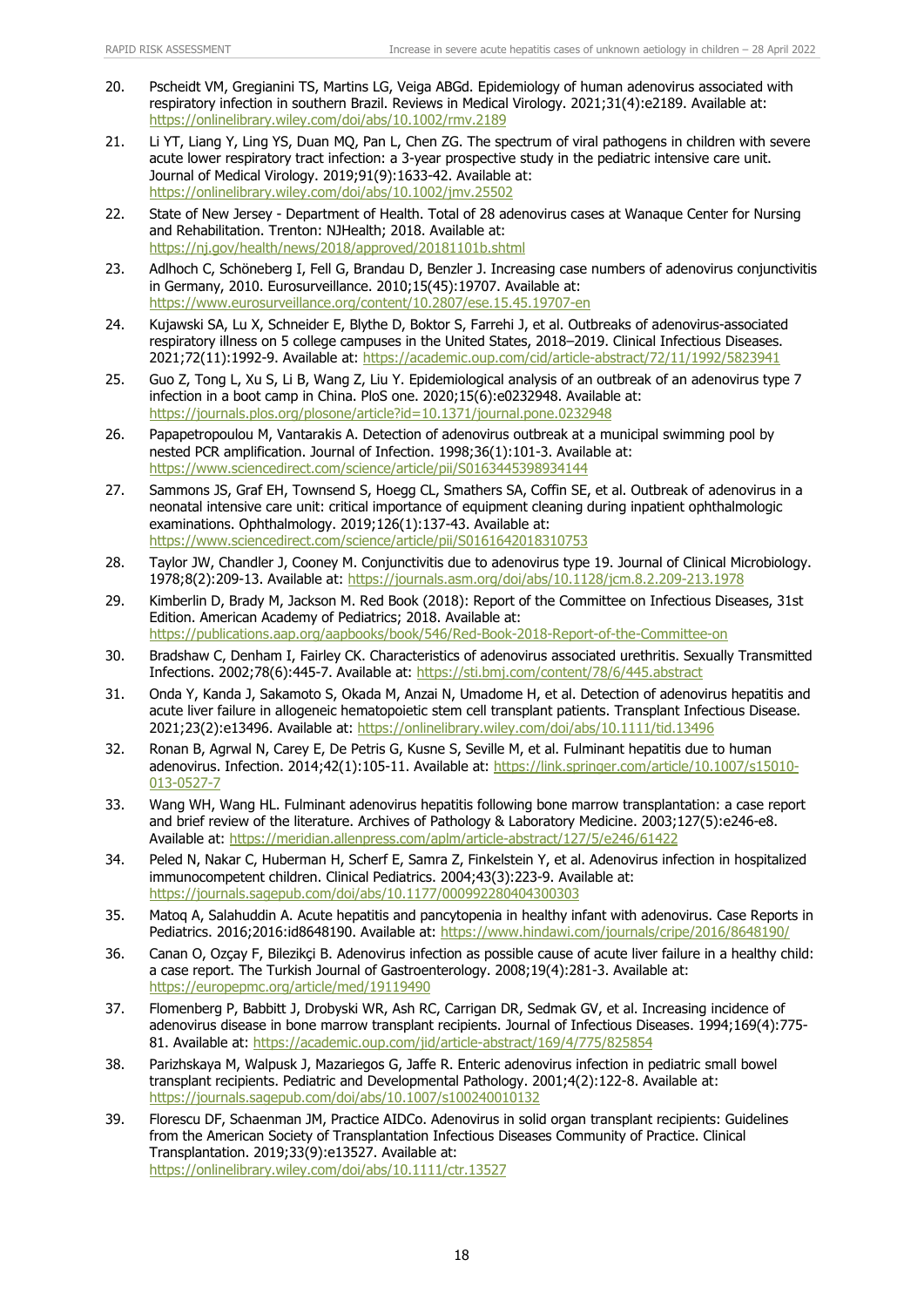20. Pscheidt VM, Gregianini TS, Martins LG, Veiga ABGd. Epidemiology of human adenovirus associated with respiratory infection in southern Brazil. Reviews in Medical Virology. 2021;31(4):e2189. Available at: https://onlinelibrary.wiley.com/doi/abs/10.1002/rmv.2189
21. Li YT, Liang Y, Ling YS, Duan MQ, Pan L, Chen ZG. The spectrum of viral pathogens in children with severe acute lower respiratory tract infection: a 3-year prospective study in the pediatric intensive care unit. Journal of Medical Virology. 2019;91(9):1633-42. Available at: https://onlinelibrary.wiley.com/doi/abs/10.1002/jmv.25502
22. State of New Jersey - Department of Health. Total of 28 adenovirus cases at Wanaque Center for Nursing and Rehabilitation. Trenton: NJHealth; 2018. Available at: https://nj.gov/health/news/2018/approved/20181101b.shtml
23. Adlhoch C, Schöneberg I, Fell G, Brandau D, Benzler J. Increasing case numbers of adenovirus conjunctivitis in Germany, 2010. Eurosurveillance. 2010;15(45):19707. Available at: https://www.eurosurveillance.org/content/10.2807/ese.15.45.19707-en
24. Kujawski SA, Lu X, Schneider E, Blythe D, Boktor S, Farrehi J, et al. Outbreaks of adenovirus-associated respiratory illness on 5 college campuses in the United States, 2018–2019. Clinical Infectious Diseases. 2021;72(11):1992-9. Available at: https://academic.oup.com/cid/article-abstract/72/11/1992/5823941
25. Guo Z, Tong L, Xu S, Li B, Wang Z, Liu Y. Epidemiological analysis of an outbreak of an adenovirus type 7 infection in a boot camp in China. PloS one. 2020;15(6):e0232948. Available at: https://journals.plos.org/plosone/article?id=10.1371/journal.pone.0232948
26. Papapetropoulou M, Vantarakis A. Detection of adenovirus outbreak at a municipal swimming pool by nested PCR amplification. Journal of Infection. 1998;36(1):101-3. Available at: https://www.sciencedirect.com/science/article/pii/S0163445398934144
27. Sammons JS, Graf EH, Townsend S, Hoegg CL, Smathers SA, Coffin SE, et al. Outbreak of adenovirus in a neonatal intensive care unit: critical importance of equipment cleaning during inpatient ophthalmologic examinations. Ophthalmology. 2019;126(1):137-43. Available at: https://www.sciencedirect.com/science/article/pii/S0161642018310753
28. Taylor JW, Chandler J, Cooney M. Conjunctivitis due to adenovirus type 19. Journal of Clinical Microbiology. 1978;8(2):209-13. Available at: https://journals.asm.org/doi/abs/10.1128/jcm.8.2.209-213.1978
29. Kimberlin D, Brady M, Jackson M. Red Book (2018): Report of the Committee on Infectious Diseases, 31st Edition. American Academy of Pediatrics; 2018. Available at: https://publications.aap.org/aapbooks/book/546/Red-Book-2018-Report-of-the-Committee-on
30. Bradshaw C, Denham I, Fairley CK. Characteristics of adenovirus associated urethritis. Sexually Transmitted Infections. 2002;78(6):445-7. Available at: https://sti.bmj.com/content/78/6/445.abstract
31. Onda Y, Kanda J, Sakamoto S, Okada M, Anzai N, Umadome H, et al. Detection of adenovirus hepatitis and acute liver failure in allogeneic hematopoietic stem cell transplant patients. Transplant Infectious Disease. 2021;23(2):e13496. Available at: https://onlinelibrary.wiley.com/doi/abs/10.1111/tid.13496
32. Ronan B, Agrwal N, Carey E, De Petris G, Kusne S, Seville M, et al. Fulminant hepatitis due to human adenovirus. Infection. 2014;42(1):105-11. Available at: https://link.springer.com/article/10.1007/s15010-013-0527-7
33. Wang WH, Wang HL. Fulminant adenovirus hepatitis following bone marrow transplantation: a case report and brief review of the literature. Archives of Pathology & Laboratory Medicine. 2003;127(5):e246-e8. Available at: https://meridian.allenpress.com/aplm/article-abstract/127/5/e246/61422
34. Peled N, Nakar C, Huberman H, Scherf E, Samra Z, Finkelstein Y, et al. Adenovirus infection in hospitalized immunocompetent children. Clinical Pediatrics. 2004;43(3):223-9. Available at: https://journals.sagepub.com/doi/abs/10.1177/000992280404300303
35. Matoq A, Salahuddin A. Acute hepatitis and pancytopenia in healthy infant with adenovirus. Case Reports in Pediatrics. 2016;2016:id8648190. Available at: https://www.hindawi.com/journals/cripe/2016/8648190/
36. Canan O, Ozçay F, Bilezikçi B. Adenovirus infection as possible cause of acute liver failure in a healthy child: a case report. The Turkish Journal of Gastroenterology. 2008;19(4):281-3. Available at: https://europepmc.org/article/med/19119490
37. Flomenberg P, Babbitt J, Drobyski WR, Ash RC, Carrigan DR, Sedmak GV, et al. Increasing incidence of adenovirus disease in bone marrow transplant recipients. Journal of Infectious Diseases. 1994;169(4):775-81. Available at: https://academic.oup.com/jid/article-abstract/169/4/775/825854
38. Parizhskaya M, Walpusk J, Mazariegos G, Jaffe R. Enteric adenovirus infection in pediatric small bowel transplant recipients. Pediatric and Developmental Pathology. 2001;4(2):122-8. Available at: https://journals.sagepub.com/doi/abs/10.1007/s100240010132
39. Florescu DF, Schaenman JM, Practice AIDCo. Adenovirus in solid organ transplant recipients: Guidelines from the American Society of Transplantation Infectious Diseases Community of Practice. Clinical Transplantation. 2019;33(9):e13527. Available at: https://onlinelibrary.wiley.com/doi/abs/10.1111/ctr.13527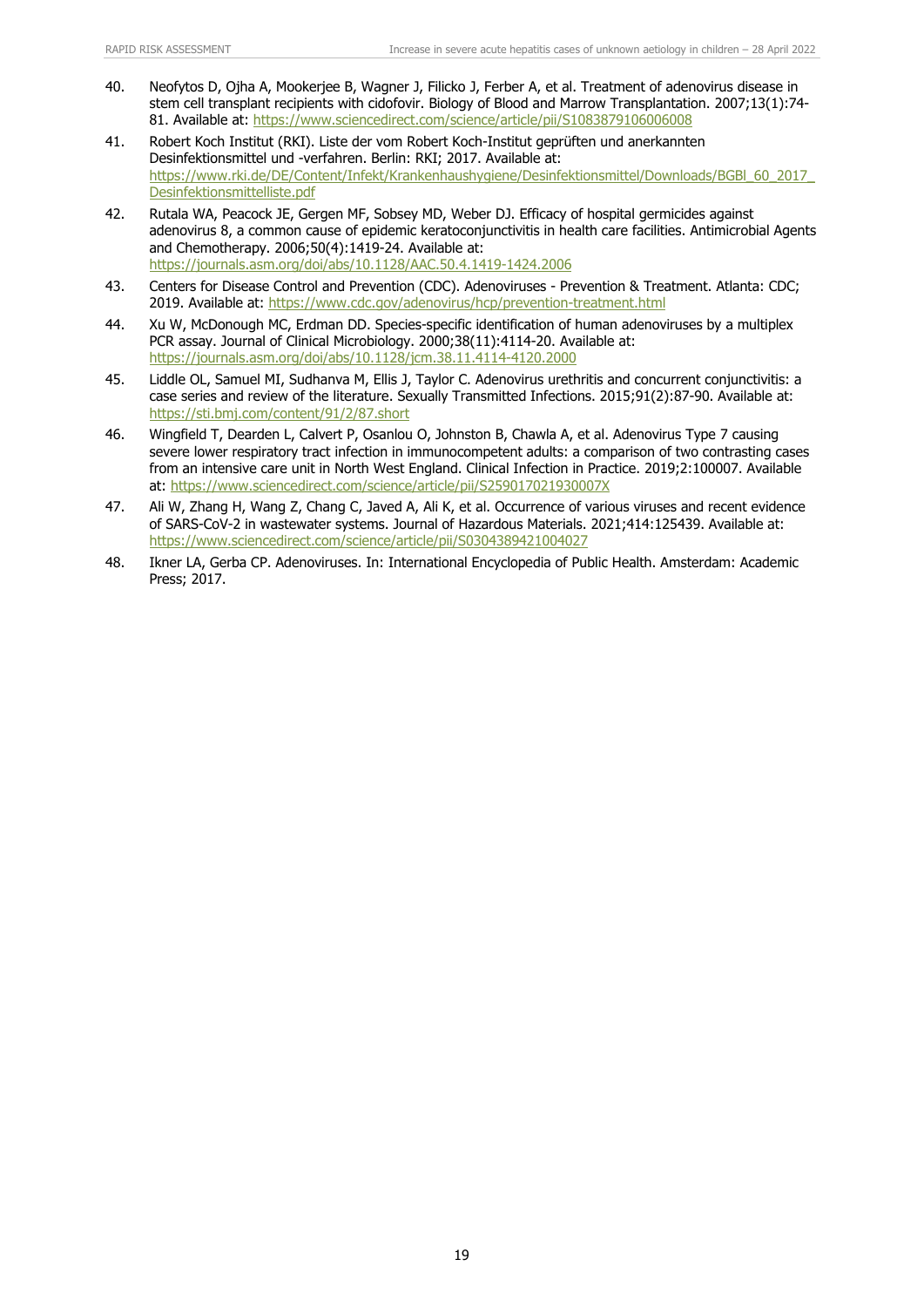40. Neofytos D, Ojha A, Mookerjee B, Wagner J, Filicko J, Ferber A, et al. Treatment of adenovirus disease in stem cell transplant recipients with cidofovir. Biology of Blood and Marrow Transplantation. 2007;13(1):74-81. Available at: https://www.sciencedirect.com/science/article/pii/S1083879106006008

41. Robert Koch Institut (RKI). Liste der vom Robert Koch-Institut geprüften und anerkannten Desinfektionsmittel und -verfahren. Berlin: RKI; 2017. Available at: https://www.rki.de/DE/Content/Infekt/Krankenhaushygiene/Desinfektionsmittel/Downloads/BGBl_60_2017_Desinfektionsmittelliste.pdf

42. Rutala WA, Peacock JE, Gergen MF, Sobsey MD, Weber DJ. Efficacy of hospital germicides against adenovirus 8, a common cause of epidemic keratoconjunctivitis in health care facilities. Antimicrobial Agents and Chemotherapy. 2006;50(4):1419-24. Available at: https://journals.asm.org/doi/abs/10.1128/AAC.50.4.1419-1424.2006

43. Centers for Disease Control and Prevention (CDC). Adenoviruses - Prevention & Treatment. Atlanta: CDC; 2019. Available at: https://www.cdc.gov/adenovirus/hcp/prevention-treatment.html

44. Xu W, McDonough MC, Erdman DD. Species-specific identification of human adenoviruses by a multiplex PCR assay. Journal of Clinical Microbiology. 2000;38(11):4114-20. Available at: https://journals.asm.org/doi/abs/10.1128/jcm.38.11.4114-4120.2000

45. Liddle OL, Samuel MI, Sudhanva M, Ellis J, Taylor C. Adenovirus urethritis and concurrent conjunctivitis: a case series and review of the literature. Sexually Transmitted Infections. 2015;91(2):87-90. Available at: https://sti.bmj.com/content/91/2/87.short

46. Wingfield T, Dearden L, Calvert P, Osanlou O, Johnston B, Chawla A, et al. Adenovirus Type 7 causing severe lower respiratory tract infection in immunocompetent adults: a comparison of two contrasting cases from an intensive care unit in North West England. Clinical Infection in Practice. 2019;2:100007. Available at: https://www.sciencedirect.com/science/article/pii/S259017021930007X

47. Ali W, Zhang H, Wang Z, Chang C, Javed A, Ali K, et al. Occurrence of various viruses and recent evidence of SARS-CoV-2 in wastewater systems. Journal of Hazardous Materials. 2021;414:125439. Available at: https://www.sciencedirect.com/science/article/pii/S0304389421004027

48. Ikner LA, Gerba CP. Adenoviruses. In: International Encyclopedia of Public Health. Amsterdam: Academic Press; 2017.